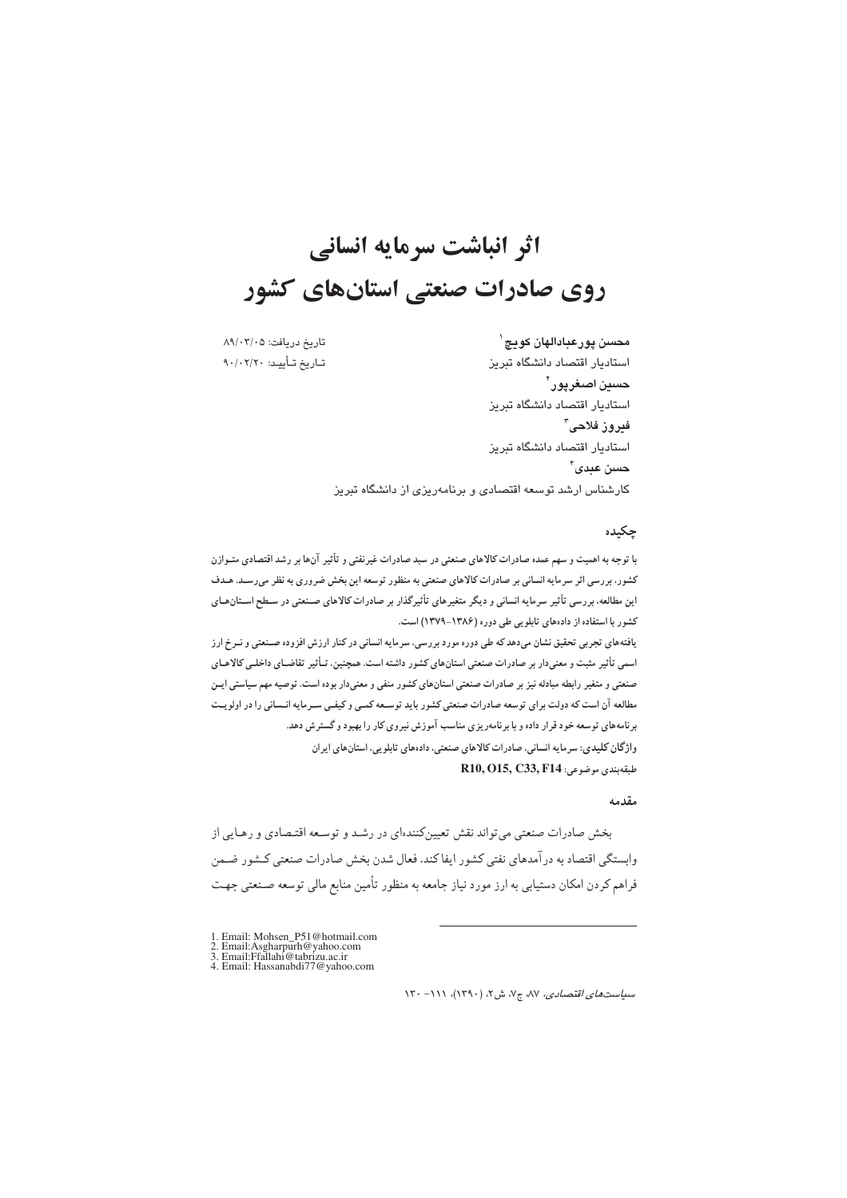# اثر انباشت سرمایه انسانی روی صادرات صنعتی استان‌های کشور

**محسن پورعبادالهان کویچ**[1]
استادیار اقتصاد دانشگاه تبریز
**حسین اصغرپور**[2]
استادیار اقتصاد دانشگاه تبریز
**فیروز فلاحی**[3]
استادیار اقتصاد دانشگاه تبریز
**حسن عبدی**[4]
کارشناس ارشد توسعه اقتصادی و برنامه‌ریزی از دانشگاه تبریز

تاریخ دریافت: ۸۹/۰۳/۰۵
تاریخ تأیید: ۹۰/۰۲/۲۰

## چکیده

با توجه به اهمیت و سهم عمده صادرات کالاهای صنعتی در سبد صادرات غیرنفتی و تأثیر آن‌ها بر رشد اقتصادی متوازن کشور، بررسی اثر سرمایه انسانی بر صادرات کالاهای صنعتی به منظور توسعه این بخش ضروری به نظر می‌رسد. هدف این مطالعه، بررسی تأثیر سرمایه انسانی و دیگر متغیرهای تأثیرگذار بر صادرات کالاهای صنعتی در سطح استان‌های کشور با استفاده از داده‌های تابلویی طی دوره (۱۳۸۶-۱۳۷۹) است.

یافته‌های تجربی تحقیق نشان می‌دهد که طی دوره مورد بررسی، سرمایه انسانی در کنار ارزش افزوده صنعتی و نرخ ارز اسمی تأثیر مثبت و معنی‌دار بر صادرات صنعتی استان‌های کشور داشته است. همچنین، تأثیر تقاضای داخلی کالاهای صنعتی و متغیر رابطه مبادله نیز بر صادرات صنعتی استان‌های کشور منفی و معنی‌دار بوده است. توصیه مهم سیاستی این مطالعه آن است که دولت برای توسعه صادرات صنعتی کشور باید توسعه کمی و کیفی سرمایه انسانی را در اولویت برنامه‌های توسعه خود قرار داده و با برنامه‌ریزی مناسب آموزش نیروی کار را بهبود و گسترش دهد.

**واژگان کلیدی:** سرمایه انسانی، صادرات کالاهای صنعتی، داده‌های تابلویی، استان‌های ایران

طبقه‌بندی موضوعی: **R10, O15, C33, F14**

## مقدمه

بخش صادرات صنعتی می‌تواند نقش تعیین‌کننده‌ای در رشد و توسعه اقتصادی و رهایی از وابستگی اقتصاد به درآمدهای نفتی کشور ایفا کند. فعال شدن بخش صادرات صنعتی کشور ضمن فراهم کردن امکان دستیابی به ارز مورد نیاز جامعه به منظور تأمین منابع مالی توسعه صنعتی جهت

---

1. Email: Mohsen_P51@hotmail.com
2. Email:Asgharpurh@yahoo.com
3. Email:Ffallahi@tabrizu.ac.ir
4. Email: Hassanabdi77@yahoo.com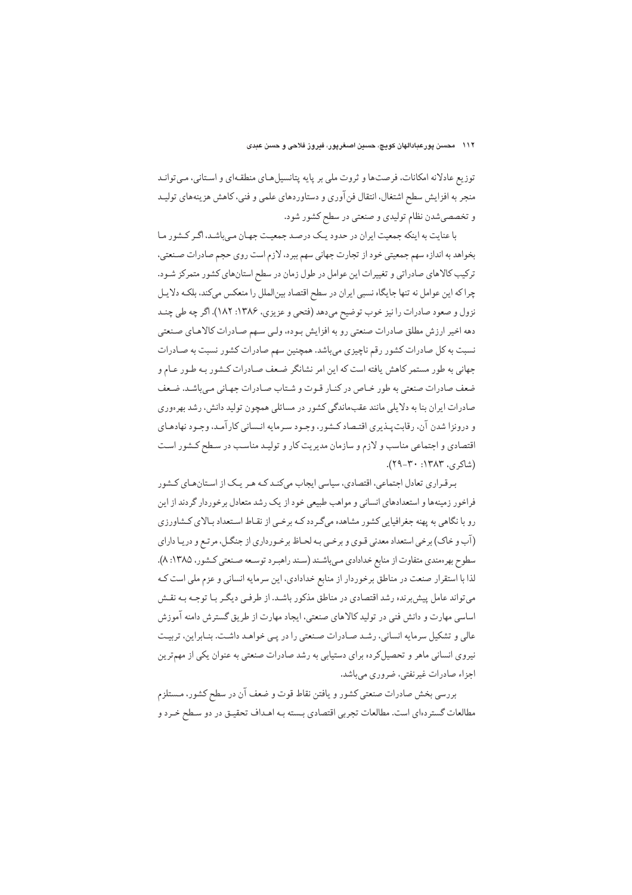توزیع عادلانه امکانات، فرصت‌ها و ثروت ملی بر پایه پتانسیل‌های منطقه‌ای و استانی، می‌تواند منجر به افزایش سطح اشتغال، انتقال فن‌آوری و دستاوردهای علمی و فنی، کاهش هزینه‌های تولید و تخصصی‌شدن نظام تولیدی و صنعتی در سطح کشور شود.

با عنایت به اینکه جمعیت ایران در حدود یک درصد جمعیت جهان می‌باشد، اگر کشور ما بخواهد به اندازه سهم جمعیتی خود از تجارت جهانی سهم ببرد، لازم است روی حجم صادرات صنعتی، ترکیب کالاهای صادراتی و تغییرات این عوامل در طول زمان در سطح استان‌های کشور متمرکز شود. چرا که این عوامل نه تنها جایگاه نسبی ایران در سطح اقتصاد بین‌الملل را منعکس می‌کند، بلکه دلایل نزول و صعود صادرات را نیز خوب توضیح می‌دهد (فتحی و عزیزی، ۱۳۸۶: ۱۸۲). اگر چه طی چند دهه اخیر ارزش مطلق صادرات صنعتی رو به افزایش بوده، ولی سهم صادرات کالاهای صنعتی نسبت به کل صادرات کشور رقم ناچیزی می‌باشد. همچنین سهم صادرات کشور نسبت به صادرات جهانی به طور مستمر کاهش یافته است که این امر نشانگر ضعف صادرات کشور به طور عام و ضعف صادرات صنعتی به طور خاص در کنار قوت و شتاب صادرات جهانی می‌باشد. ضعف صادرات ایران بنا به دلایلی مانند عقب‌ماندگی کشور در مسائلی همچون تولید دانش، رشد بهره‌وری و درونزا شدن آن، رقابت‌پذیری اقتصاد کشور، وجود سرمایه انسانی کارآمد، وجود نهادهای اقتصادی و اجتماعی مناسب و لازم و سازمان مدیریت کار و تولید مناسب در سطح کشور است (شاکری، ۱۳۸۳: ۳۰-۲۹).

برقراری تعادل اجتماعی، اقتصادی، سیاسی ایجاب می‌کند که هر یک از استان‌های کشور فراخور زمینه‌ها و استعدادهای انسانی و مواهب طبیعی خود از یک رشد متعادل برخوردار گردند از این رو با نگاهی به پهنه جغرافیایی کشور مشاهده می‌گردد که برخی از نقاط استعداد بالای کشاورزی (آب و خاک) برخی استعداد معدنی قوی و برخی به لحاظ برخورداری از جنگل، مرتع و دریا دارای سطوح بهره‌مندی متفاوت از منابع خدادادی می‌باشند (سند راهبرد توسعه صنعتی کشور، ۱۳۸۵: ۸). لذا با استقرار صنعت در مناطق برخوردار از منابع خدادادی، این سرمایه انسانی و عزم ملی است که می‌تواند عامل پیش‌برنده رشد اقتصادی در مناطق مذکور باشد. از طرفی دیگر با توجه به نقش اساسی مهارت و دانش فنی در تولید کالاهای صنعتی، ایجاد مهارت از طریق گسترش دامنه آموزش عالی و تشکیل سرمایه انسانی، رشد صادرات صنعتی را در پی خواهد داشت. بنابراین، تربیت نیروی انسانی ماهر و تحصیل‌کرده برای دستیابی به رشد صادرات صنعتی به عنوان یکی از مهم‌ترین اجزاء صادرات غیرنفتی، ضروری می‌باشد.

بررسی بخش صادرات صنعتی کشور و یافتن نقاط قوت و ضعف آن در سطح کشور، مستلزم مطالعات گسترده‌ای است. مطالعات تجربی اقتصادی بسته به اهداف تحقیق در دو سطح خرد و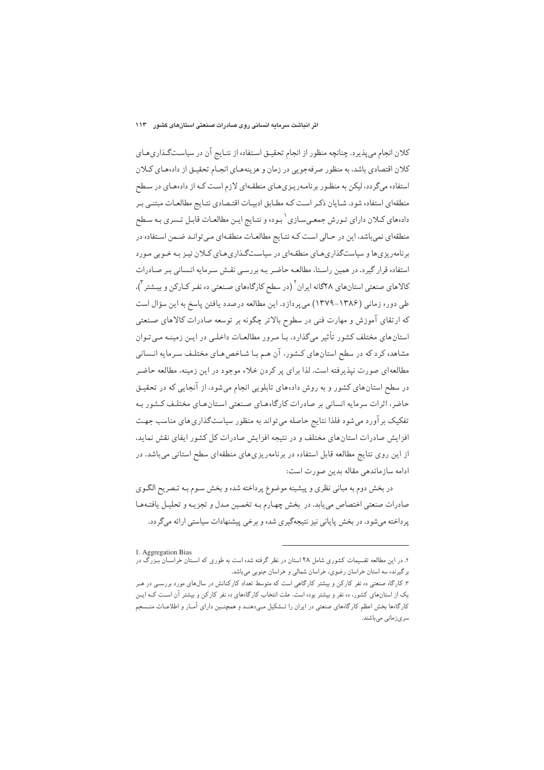کلان انجام می‌پذیرد. چنانچه منظور از انجام تحقیق استفاده از نتایج آن در سیاست‌گذاری‌های کلان اقتصادی باشد، به منظور صرفه‌جویی در زمان و هزینه‌های انجام تحقیق از داده‌های کلان استفاده می‌گردد، لیکن به منظور برنامه‌ریزی‌های منطقه‌ای لازم است که از داده‌های در سطح منطقه‌ای استفاده شود. شایان ذکر است که مطابق ادبیات اقتصادی نتایج مطالعات مبتنی بر داده‌های کلان دارای تورش جمعی‌سازی[1] بوده و نتایج این مطالعات قابل تسری به سطح منطقه‌ای نمی‌باشد، این در حالی است که نتایج مطالعات منطقه‌ای می‌تواند ضمن استفاده در برنامه‌ریزی‌ها و سیاست‌گذاری‌های منطقه‌ای در سیاست‌گذاری‌های کلان نیز به خوبی مورد استفاده قرار گیرد. در همین راستا، مطالعه حاضر به بررسی نقش سرمایه انسانی بر صادرات کالاهای صنعتی استان‌های ۲۸گانه ایران[2] (در سطح کارگاه‌های صنعتی ده نفر کارکن و بیشتر[3])، طی دوره زمانی (۱۳۸۶-۱۳۷۹) می‌پردازد. این مطالعه درصدد یافتن پاسخ به این سؤال است که ارتقای آموزش و مهارت فنی در سطوح بالاتر چگونه بر توسعه صادرات کالاهای صنعتی استان‌های مختلف کشور تأثیر می‌گذارد. با مرور مطالعات داخلی در این زمینه می‌توان مشاهده کرد که در سطح استان‌های کشور، آن هم با شاخص‌های مختلف سرمایه انسانی مطالعه‌ای صورت نپذیرفته است. لذا برای پر کردن خلاء موجود در این زمینه، مطالعه حاضر در سطح استان‌های کشور و به روش داده‌های تابلویی انجام می‌شود. از آنجایی که در تحقیق حاضر، اثرات سرمایه انسانی بر صادرات کارگاه‌های صنعتی استان‌های مختلف کشور به تفکیک برآورد می‌شود فلذا نتایج حاصله می‌تواند به منظور سیاست‌گذاری‌های مناسب جهت افزایش صادرات استان‌های مختلف و در نتیجه افزایش صادرات کل کشور ایفای نقش نماید، از این روی نتایج مطالعه قابل استفاده در برنامه‌ریزی‌های منطقه‌ای سطح استانی می‌باشد. در ادامه سازماندهی مقاله بدین صورت است:

در بخش دوم به مبانی نظری و پیشینه موضوع پرداخته شده و بخش سوم به تصریح الگوی صادرات صنعتی اختصاص می‌یابد. در بخش چهارم به تخمین مدل و تجزیه و تحلیل یافته‌ها پرداخته می‌شود. در بخش پایانی نیز نتیجه‌گیری شده و برخی پیشنهادات سیاستی ارائه می‌گردد.

---

1. Aggregation Bias

۲. در این مطالعه تقسیمات کشوری شامل ۲۸ استان در نظر گرفته شده است به طوری که استان خراسان بزرگ در برگیرنده سه استان خراسان رضوی، خراسان شمالی و خراسان جنوبی می‌باشد.

۳. کارگاه صنعتی ده نفر کارکن و بیشتر کارگاهی است که متوسط تعداد کارکنانش در سال‌های مورد بررسی در هر یک از استان‌های کشور، ده نفر و بیشتر بوده است. علت انتخاب کارگاه‌های ده نفر کارکن و بیشتر آن است که این کارگاه‌ها بخش اعظم کارگاه‌های صنعتی در ایران را تشکیل می‌دهند و همچنین دارای آمار و اطلاعات منسجم سری‌زمانی می‌باشند.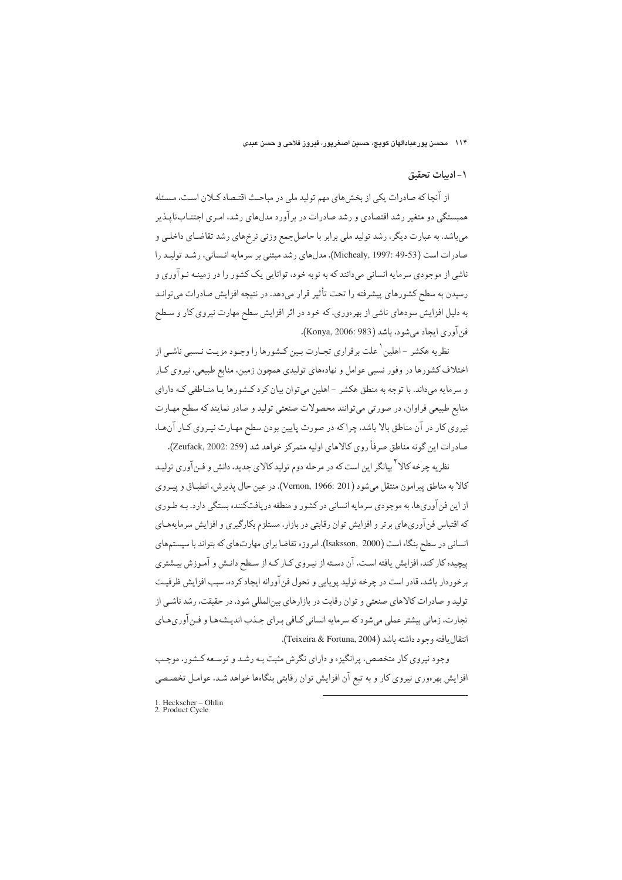## ۱- ادبیات تحقیق

از آنجا که صادرات یکی از بخش‌های مهم تولید ملی در مباحث اقتصاد کلان است، مسئله همبستگی دو متغیر رشد اقتصادی و رشد صادرات در برآورد مدل‌های رشد، امری اجتناب‌ناپذیر می‌باشد. به عبارت دیگر، رشد تولید ملی برابر با حاصل‌جمع وزنی نرخ‌های رشد تقاضای داخلی و صادرات است (Michealy, 1997: 49-53). مدل‌های رشد مبتنی بر سرمایه انسانی، رشد تولید را ناشی از موجودی سرمایه انسانی می‌دانند که به نوبه خود، توانایی یک کشور را در زمینه نوآوری و رسیدن به سطح کشورهای پیشرفته را تحت تأثیر قرار می‌دهد. در نتیجه افزایش صادرات می‌تواند به دلیل افزایش سودهای ناشی از بهره‌وری، که خود در اثر افزایش سطح مهارت نیروی کار و سطح فن‌آوری ایجاد می‌شود، باشد (Konya, 2006: 983).

نظریه هکشر - اهلین[1] علت برقراری تجارت بین کشورها را وجود مزیت نسبی ناشی از اختلاف کشورها در وفور نسبی عوامل و نهاده‌های تولیدی همچون زمین، منابع طبیعی، نیروی کار و سرمایه می‌داند. با توجه به منطق هکشر - اهلین می‌توان بیان کرد کشورها یا مناطقی که دارای منابع طبیعی فراوان، در صورتی می‌توانند محصولات صنعتی تولید و صادر نمایند که سطح مهارت نیروی کار در آن مناطق بالا باشد، چرا که در صورت پایین بودن سطح مهارت نیروی کار آن‌ها، صادرات این گونه مناطق صرفاً روی کالاهای اولیه متمرکز خواهد شد (Zeufack, 2002: 259).

نظریه چرخه کالا[2] بیانگر این است که در مرحله دوم تولید کالای جدید، دانش و فن‌آوری تولید کالا به مناطق پیرامون منتقل می‌شود (Vernon, 1966: 201). در عین حال پذیرش، انطباق و پیروی از این فن‌آوری‌ها، به موجودی سرمایه انسانی در کشور و منطقه دریافت‌کننده بستگی دارد. به طوری که اقتباس فن‌آوری‌های برتر و افزایش توان رقابتی در بازار، مستلزم بکارگیری و افزایش سرمایه‌های انسانی در سطح بنگاه است (Isaksson, 2000). امروزه تقاضا برای مهارت‌های که بتواند با سیستم‌های پیچیده کار کند، افزایش یافته است. آن دسته از نیروی کار که از سطح دانش و آموزش بیشتری برخوردار باشد، قادر است در چرخه تولید پویایی و تحول فن‌آورانه ایجاد کرده، سبب افزایش ظرفیت تولید و صادرات کالاهای صنعتی و توان رقابت در بازارهای بین‌المللی شود. در حقیقت، رشد ناشی از تجارت، زمانی بیشتر عملی می‌شود که سرمایه انسانی کافی برای جذب اندیشه‌ها و فن‌آوری‌های انتقال‌یافته وجود داشته باشد (Teixeira & Fortuna, 2004).

وجود نیروی کار متخصص، پرانگیزه و دارای نگرش مثبت به رشد و توسعه کشور، موجب افزایش بهره‌وری نیروی کار و به تبع آن افزایش توان رقابتی بنگاه‌ها خواهد شد. عوامل تخصصی

---

1. Heckscher – Ohlin
2. Product Cycle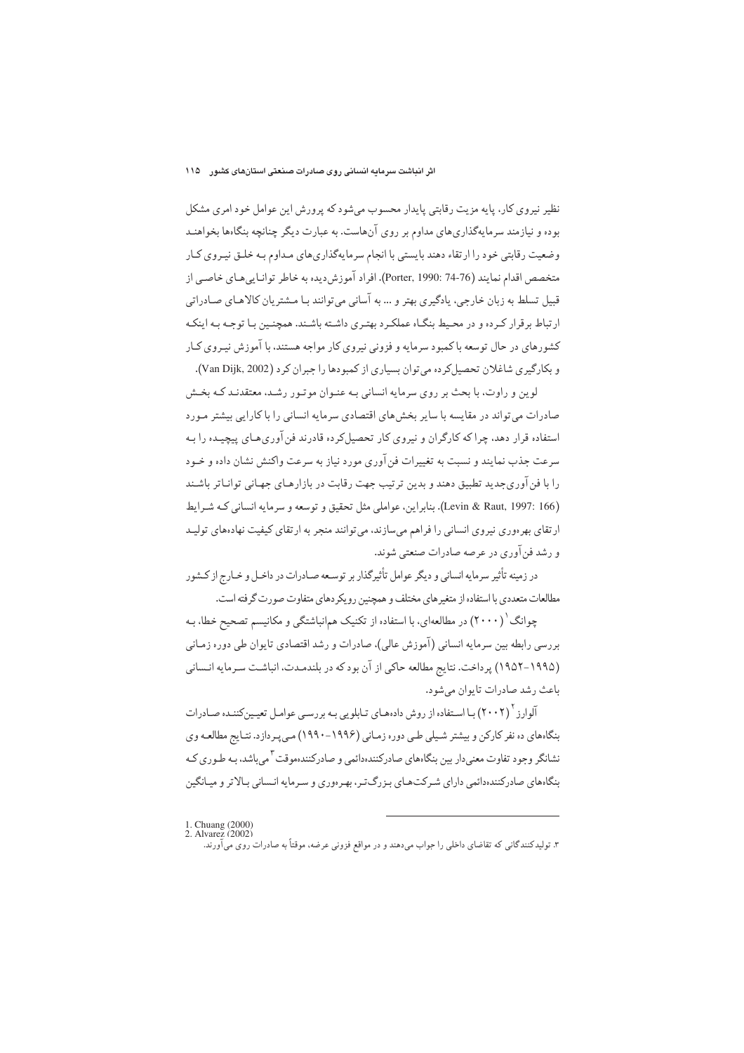نظیر نیروی کار، پایه مزیت رقابتی پایدار محسوب می‌شود که پرورش این عوامل خود امری مشکل بوده و نیازمند سرمایه‌گذاری‌های مداوم بر روی آن‌هاست. به عبارت دیگر چنانچه بنگاه‌ها بخواهند وضعیت رقابتی خود را ارتقاء دهند بایستی با انجام سرمایه‌گذاری‌های مداوم بـه خلـق نیـروی کـار متخصص اقدام نمایند (Porter, 1990: 74-76). افراد آموزش‌دیده به خاطر توانـایی‌هـای خاصـی از قبیل تسلط به زبان خارجی، یادگیری بهتر و ... به آسانی می‌توانند بـا مـشتریان کالاهـای صـادراتی ارتباط برقرار کـرده و در محـیط بنگـاه عملکـرد بهتـری داشـته باشـند. همچنـین بـا توجـه بـه اینکـه کشورهای در حال توسعه با کمبود سرمایه و فزونی نیروی کار مواجه هستند، با آموزش نیـروی کـار و بکارگیری شاغلان تحصیل‌کرده می‌توان بسیاری از کمبودها را جبران کرد (Van Dijk, 2002).

لوین و راوت، با بحث بر روی سرمایه انسانی بـه عنـوان موتـور رشـد، معتقدنـد کـه بخـش صادرات می‌تواند در مقایسه با سایر بخش‌های اقتصادی سرمایه انسانی را با کارایی بیشتر مـورد استفاده قرار دهد، چرا که کارگران و نیروی کار تحصیل‌کرده قادرند فن‌آوری‌هـای پیچیـده را بـه سرعت جذب نمایند و نسبت به تغییرات فن‌آوری مورد نیاز به سرعت واکنش نشان داده و خـود را با فن‌آوری‌جدید تطبیق دهند و بدین ترتیب جهت رقابت در بازارهـای جهـانی تواناتر باشـند (Levin & Raut, 1997: 166). بنابراین، عواملی مثل تحقیق و توسعه و سرمایه انسانی کـه شـرایط ارتقای بهره‌وری نیروی انسانی را فراهم می‌سازند، می‌توانند منجر به ارتقای کیفیت نهاده‌های تولیـد و رشد فن‌آوری در عرصه صادرات صنعتی شوند.

در زمینه تأثیر سرمایه انسانی و دیگر عوامل تأثیرگذار بر توسـعه صـادرات در داخـل و خـارج از کـشور مطالعات متعددی با استفاده از متغیرهای مختلف و همچنین رویکردهای متفاوت صورت گرفته است.

چوانگ[1] (۲۰۰۰) در مطالعه‌ای، با استفاده از تکنیک هم‌انباشتگی و مکانیسم تصحیح خطا، بـه بررسی رابطه بین سرمایه انسانی (آموزش عالی)، صادرات و رشد اقتصادی تایوان طی دوره زمـانی (۱۹۹۵-۱۹۵۲) پرداخت. نتایج مطالعه حاکی از آن بود که در بلندمـدت، انباشـت سـرمایه انـسانی باعث رشد صادرات تایوان می‌شود.

آلوارز[2] (۲۰۰۲) بـا اسـتفاده از روش داده‌هـای تـابلویی بـه بررسـی عوامـل تعیـین‌کننـده صـادرات بنگاه‌های ده نفر کارکن و بیشتر شـیلی طـی دوره زمـانی (۱۹۹۶-۱۹۹۰) مـی‌پـردازد. نتـایج مطالعـه وی نشانگر وجود تفاوت معنی‌دار بین بنگاه‌های صادرکننده‌دائمی و صادرکننده‌موقت[3] می‌باشد، بـه طـوری کـه بنگاه‌های صادرکننده‌دائمی دارای شـرکت‌هـای بـزرگ‌تـر، بهـره‌وری و سـرمایه انـسانی بـالاتر و میـانگین

---

1. Chuang (2000)
2. Alvarez (2002)
3. تولیدکنندگانی که تقاضای داخلی را جواب می‌دهند و در مواقع فزونی عرضه، موقتاً به صادرات روی می‌آورند.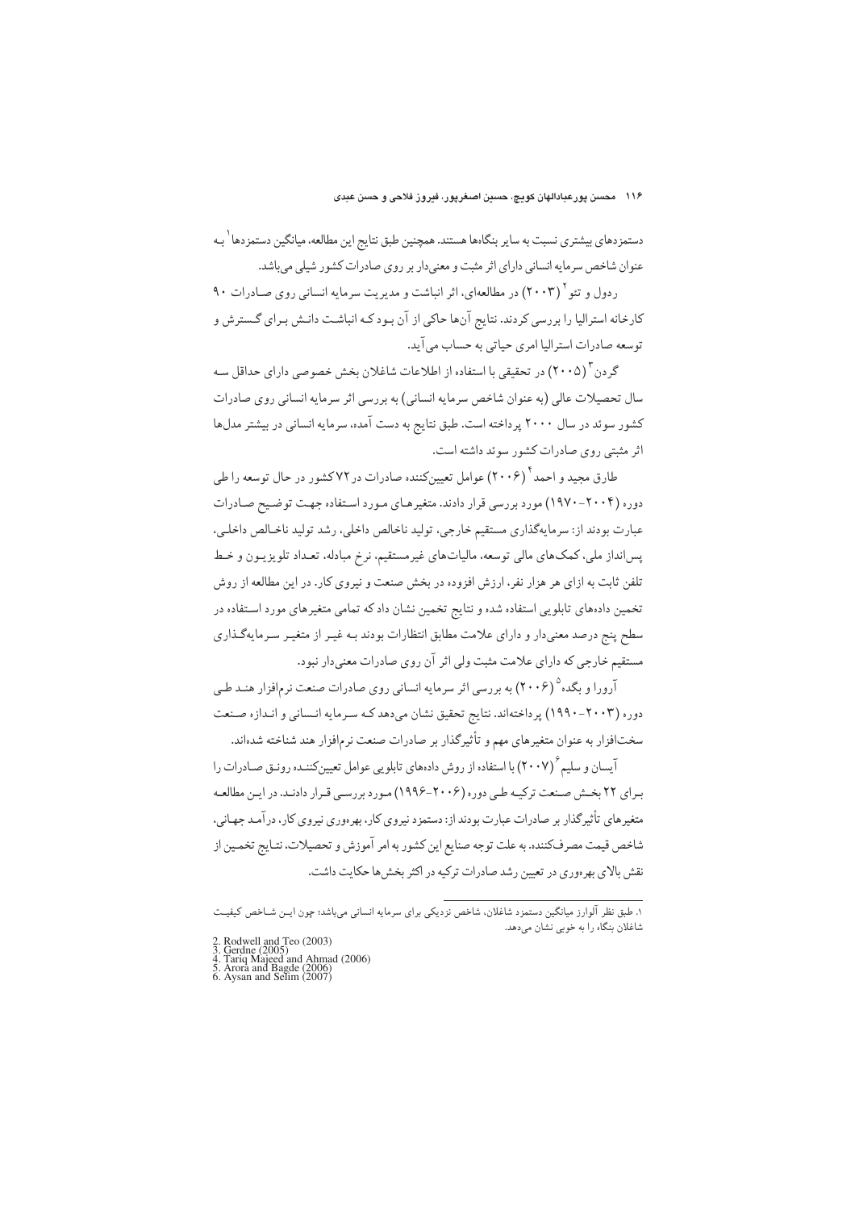دستمزدهای بیشتری نسبت به سایر بنگاه‌ها هستند. همچنین طبق نتایج این مطالعه، میانگین دستمزدها[1] به عنوان شاخص سرمایه انسانی دارای اثر مثبت و معنی‌دار بر روی صادرات کشور شیلی می‌باشد.

ردول و تئو[2] (۲۰۰۳) در مطالعه‌ای، اثر انباشت و مدیریت سرمایه انسانی روی صادرات ۹۰ کارخانه استرالیا را بررسی کردند. نتایج آن‌ها حاکی از آن بود که انباشت دانش برای گسترش و توسعه صادرات استرالیا امری حیاتی به حساب می‌آید.

گردن[3] (۲۰۰۵) در تحقیقی با استفاده از اطلاعات شاغلان بخش خصوصی دارای حداقل سه سال تحصیلات عالی (به عنوان شاخص سرمایه انسانی) به بررسی اثر سرمایه انسانی روی صادرات کشور سوئد در سال ۲۰۰۰ پرداخته است. طبق نتایج به دست آمده، سرمایه انسانی در بیشتر مدل‌ها اثر مثبتی روی صادرات کشور سوئد داشته است.

طارق مجید و احمد[4] (۲۰۰۶) عوامل تعیین‌کننده صادرات در ۷۲ کشور در حال توسعه را طی دوره (۲۰۰۴-۱۹۷۰) مورد بررسی قرار دادند. متغیرهای مورد استفاده جهت توضیح صادرات عبارت بودند از: سرمایه‌گذاری مستقیم خارجی، تولید ناخالص داخلی، رشد تولید ناخالص داخلی، پس‌انداز ملی، کمک‌های مالی توسعه، مالیات‌های غیرمستقیم، نرخ مبادله، تعداد تلویزیون و خط تلفن ثابت به ازای هر هزار نفر، ارزش افزوده در بخش صنعت و نیروی کار. در این مطالعه از روش تخمین داده‌های تابلویی استفاده شده و نتایج تخمین نشان داد که تمامی متغیرهای مورد استفاده در سطح پنج درصد معنی‌دار و دارای علامت مطابق انتظارات بودند به غیر از متغیر سرمایه‌گذاری مستقیم خارجی که دارای علامت مثبت ولی اثر آن روی صادرات معنی‌دار نبود.

آرورا و بگده[5] (۲۰۰۶) به بررسی اثر سرمایه انسانی روی صادرات صنعت نرم‌افزار هند طی دوره (۲۰۰۳-۱۹۹۰) پرداخته‌اند. نتایج تحقیق نشان می‌دهد که سرمایه انسانی و اندازه صنعت سخت‌افزار به عنوان متغیرهای مهم و تأثیرگذار بر صادرات صنعت نرم‌افزار هند شناخته شده‌اند.

آیسان و سلیم[6] (۲۰۰۷) با استفاده از روش داده‌های تابلویی عوامل تعیین‌کننده رونق صادرات را برای ۲۲ بخش صنعت ترکیه طی دوره (۲۰۰۶-۱۹۹۶) مورد بررسی قرار دادند. در این مطالعه متغیرهای تأثیرگذار بر صادرات عبارت بودند از: دستمزد نیروی کار، بهره‌وری نیروی کار، درآمد جهانی، شاخص قیمت مصرف‌کننده. به علت توجه صنایع این کشور به امر آموزش و تحصیلات، نتایج تخمین از نقش بالای بهره‌وری در تعیین رشد صادرات ترکیه در اکثر بخش‌ها حکایت داشت.

---

۱. طبق نظر آلوارز میانگین دستمزد شاغلان، شاخص نزدیکی برای سرمایه انسانی می‌باشد؛ چون این شاخص کیفیت شاغلان بنگاه را به خوبی نشان می‌دهد.

2. Rodwell and Teo (2003)
3. Gerdne (2005)
4. Tariq Majeed and Ahmad (2006)
5. Arora and Bagde (2006)
6. Aysan and Selim (2007)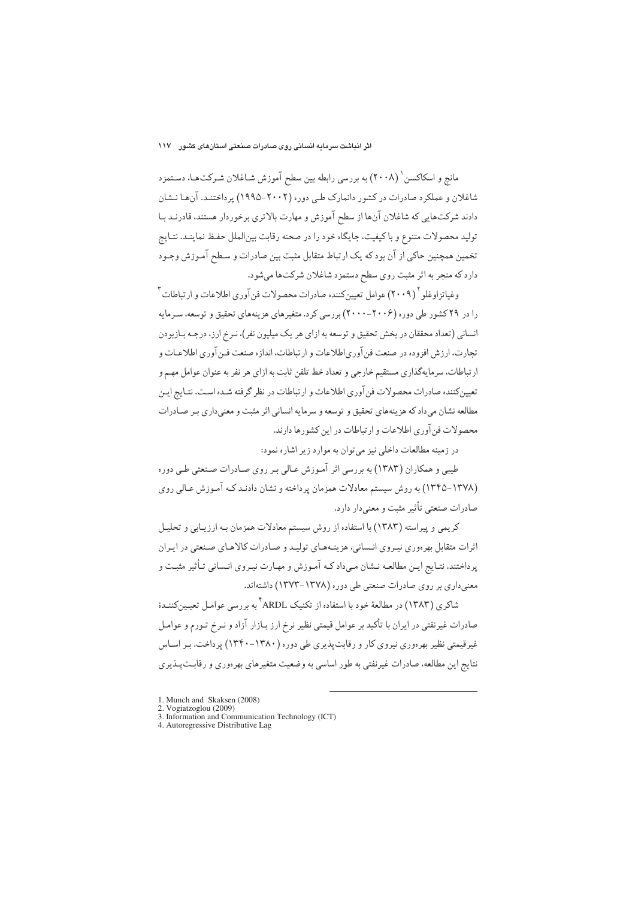مانچ و اسکاکسن[1] (۲۰۰۸) به بررسی رابطه بین سطح آموزش شـاغلان شـرکت‌هـا، دسـتمزد شاغلان و عملکرد صادرات در کشور دانمارک طـی دوره (۲۰۰۲-۱۹۹۵) پرداختنـد. آن‌هـا نـشان دادند شرکت‌هایی که شاغلان آن‌ها از سطح آموزش و مهارت بالاتری برخوردار هستند، قادرنـد بـا تولید محصولات متنوع و با کیفیت، جایگاه خود را در صحنه رقابت بین‌الملل حفـظ نماینـد. نتـایج تخمین همچنین حاکی از آن بود که یک ارتباط متقابل مثبت بین صادرات و سـطح آمـوزش وجـود دارد که منجر به اثر مثبت روی سطح دستمزد شاغلان شرکت‌ها می‌شود.

وغیاتزاوغلو[2] (۲۰۰۹) عوامل تعیین‌کننده صادرات محصولات فن‌آوری اطلاعات و ارتباطات[3] را در ۲۹ کشور طی دوره (۲۰۰۶-۲۰۰۰) بررسی کرد. متغیرهای هزینه‌های تحقیق و توسعه، سـرمایه انسانی (تعداد محققان در بخش تحقیق و توسعه به ازای هر یک میلیون نفر)، نـرخ ارز، درجـه بـازبودن تجارت، ارزش افزوده در صنعت فن‌آوری‌اطلاعات و ارتباطات، اندازه صنعت فـن‌آوری اطلاعـات و ارتباطات، سرمایه‌گذاری مستقیم خارجی و تعداد خط تلفن ثابت به ازای هر نفر به عنوان عوامل مهـم و تعیین‌کننده صادرات محصولات فن‌آوری اطلاعات و ارتباطات در نظر گرفته شـده اسـت. نتـایج ایـن مطالعه نشان می‌داد که هزینه‌های تحقیق و توسعه و سرمایه انسانی اثر مثبت و معنی‌داری بـر صـادرات محصولات فن‌آوری اطلاعات و ارتباطات در این کشورها دارند.

در زمینه مطالعات داخلی نیز می‌توان به موارد زیر اشاره نمود:

طیبی و همکاران (۱۳۸۳) به بررسی اثر آمـوزش عـالی بـر روی صـادرات صـنعتی طـی دوره (۱۳۷۸-۱۳۴۵) به روش سیستم معادلات همزمان پرداخته و نشان دادنـد کـه آموزش عـالی روی صادرات صنعتی تأثیر مثبت و معنی‌دار دارد.

کریمی و پیراسته (۱۳۸۳) با استفاده از روش سیستم معادلات همزمان بـه ارزیـابی و تحلیـل اثرات متقابل بهره‌وری نیـروی انـسانی، هزینـه‌هـای تولیـد و صـادرات کالاهـای صـنعتی در ایـران پرداختند. نتـایج ایـن مطالعـه نـشان مـی‌داد کـه آمـوزش و مهـارت نیـروی انـسانی تـأثیر مثبـت و معنی‌داری بر روی صادرات صنعتی طی دوره (۱۳۷۸-۱۳۷۳) داشته‌اند.

شاکری (۱۳۸۳) در مطالعهٔ خود با استفاده از تکنیک ARDL[4] به بررسی عوامـل تعیـین‌کننـدهٔ صادرات غیرنفتی در ایران با تأکید بر عوامل قیمتی نظیر نرخ ارز بـازار آزاد و نـرخ تـورم و عوامـل غیرقیمتی نظیر بهره‌وری نیروی کار و رقابت‌پذیری طی دوره (۱۳۸۰-۱۳۴۰) پرداخت. بـر اسـاس نتایج این مطالعه، صادرات غیرنفتی به طور اساسی به وضعیت متغیرهای بهره‌وری و رقابـت‌پـذیری

---

1. Munch and Skaksen (2008)
2. Vogiatzoglou (2009)
3. Information and Communication Technology (ICT)
4. Autoregressive Distributive Lag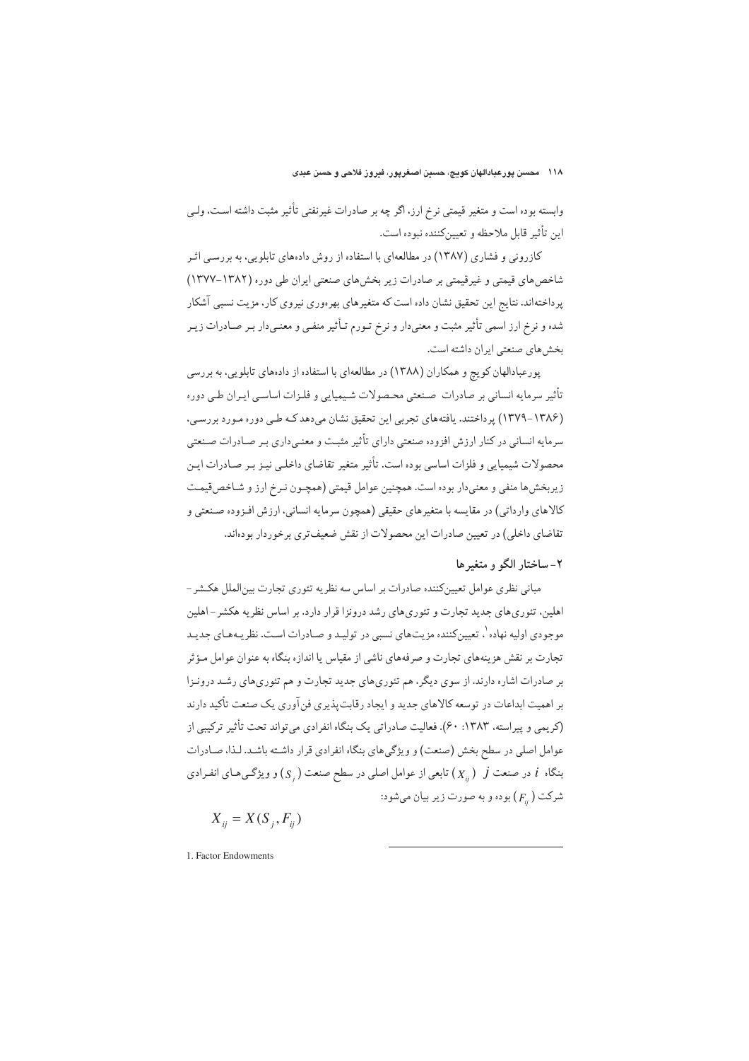وابسته بوده است و متغیر قیمتی نرخ ارز، اگر چه بر صادرات غیرنفتی تأثیر مثبت داشته است، ولـی این تأثیر قابل ملاحظه و تعیین‌کننده نبوده است.

کازرونی و فشاری (۱۳۸۷) در مطالعه‌ای با استفاده از روش داده‌های تابلویی، به بررسـی اثـر شاخص‌های قیمتی و غیرقیمتی بر صادرات زیر بخش‌های صنعتی ایران طی دوره (۱۳۸۲-۱۳۷۷) پرداخته‌اند. نتایج این تحقیق نشان داده است که متغیرهای بهره‌وری نیروی کار، مزیت نسبی آشکار شده و نرخ ارز اسمی تأثیر مثبت و معنی‌دار و نرخ تـورم تـأثیر منفـی و معنـی‌دار بـر صـادرات زیـر بخش‌های صنعتی ایران داشته است.

پورعبادالهان کویچ و همکاران (۱۳۸۸) در مطالعه‌ای با استفاده از داده‌های تابلویی، به بررسی تأثیر سرمایه انسانی بر صادرات صـنعتی محـصولات شـیمیایی و فلـزات اساسـی ایـران طـی دوره (۱۳۸۶-۱۳۷۹) پرداختند. یافته‌های تجربی این تحقیق نشان می‌دهد کـه طـی دوره مـورد بررسـی، سرمایه انسانی در کنار ارزش افزوده صنعتی دارای تأثیر مثبـت و معنـی‌داری بـر صـادرات صـنعتی محصولات شیمیایی و فلزات اساسی بوده است. تأثیر متغیر تقاضای داخلـی نیـز بـر صـادرات ایـن زیربخش‌ها منفی و معنی‌دار بوده است. همچنین عوامل قیمتی (همچـون نـرخ ارز و شـاخص‌قیمـت کالاهای وارداتی) در مقایسه با متغیرهای حقیقی (همچون سرمایه انسانی، ارزش افـزوده صـنعتی و تقاضای داخلی) در تعیین صادرات این محصولات از نقش ضعیف‌تری برخوردار بوده‌اند.

## ۲- ساختار الگو و متغیرها

مبانی نظری عوامل تعیین‌کننده صادرات بر اساس سه نظریه تئوری تجارت بین‌الملل هکـشر- اهلین، تئوری‌های جدید تجارت و تئوری‌های رشد درونزا قرار دارد. بر اساس نظریه هکشر- اهلین موجودی اولیه نهاده[1]، تعیین‌کننده مزیت‌های نسبی در تولیـد و صـادرات اسـت. نظریـه‌هـای جدیـد تجارت بر نقش هزینه‌های تجارت و صرفه‌های ناشی از مقیاس یا اندازه بنگاه به عنوان عوامل مـؤثر بر صادرات اشاره دارند. از سوی دیگر، هم تئوری‌های جدید تجارت و هم تئوری‌های رشـد درونـزا بر اهمیت ابداعات در توسعه کالاهای جدید و ایجاد رقابت‌پذیری فن‌آوری یک صنعت تأکید دارند (کریمی و پیراسته، ۱۳۸۳: ۶۰). فعالیت صادراتی یک بنگاه انفرادی می‌تواند تحت تأثیر ترکیبی از عوامل اصلی در سطح بخش (صنعت) و ویژگی‌های بنگاه انفرادی قرار داشـته باشـد. لـذا، صـادرات بنگاه $i$ در صنعت $j$ ($X_{ij}$) تابعی از عوامل اصلی در سطح صنعت ($S_j$) و ویژگـی‌هـای انفـرادی شرکت ($F_{ij}$) بوده و به صورت زیر بیان می‌شود:

$$X_{ij} = X(S_j, F_{ij})$$

1. Factor Endowments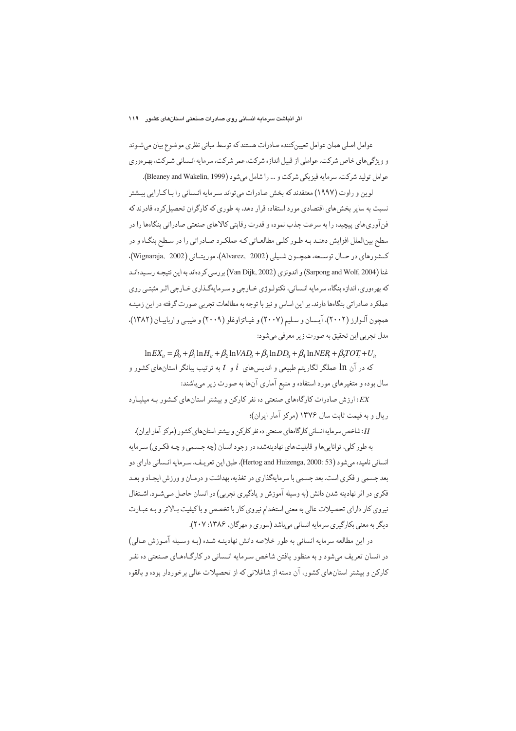عوامل اصلی همان عوامل تعیین‌کننده صادرات هستند که توسط مبانی نظری موضوع بیان می‌شوند و ویژگی‌های خاص شرکت، عواملی از قبیل اندازه شرکت، عمر شرکت، سرمایه انسانی شرکت، بهره‌وری عوامل تولید شرکت، سرمایه فیزیکی شرکت و ... را شامل می‌شود (Bleaney and Wakelin, 1999).

لوین و راوت (۱۹۹۷) معتقدند که بخش صادرات می‌تواند سرمایه انسانی را با کارایی بیشتر نسبت به سایر بخش‌های اقتصادی مورد استفاده قرار دهد، به طوری که کارگران تحصیل‌کرده قادرند که فن‌آوری‌های پیچیده را به سرعت جذب نموده و قدرت رقابتی کالاهای صنعتی صادراتی بنگاه‌ها را در سطح بین‌الملل افزایش دهند به طور کلی مطالعاتی که عملکرد صادراتی را در سطح بنگاه و در کشورهای در حال توسعه، همچون شیلی (Alvarez, 2002)، موریتانی (Wignaraja, 2002)، غنا (Sarpong and Wolf, 2004) و اندونزی (Van Dijk, 2002) بررسی کرده‌اند به این نتیجه رسیده‌اند که بهره‌وری، اندازه بنگاه، سرمایه انسانی، تکنولوژی خارجی و سرمایه‌گذاری خارجی اثر مثبتی روی عملکرد صادراتی بنگاه‌ها دارند. بر این اساس و نیز با توجه به مطالعات تجربی صورت گرفته در این زمینه همچون آلوارز (۲۰۰۲)، آیسان و سلیم (۲۰۰۷) و غیاتزاوغلو (۲۰۰۹) و طیبی و اربابیان (۱۳۸۲)، مدل تجربی این تحقیق به صورت زیر معرفی می‌شود:

$$\ln EX_{it} = \beta_0 + \beta_1 \ln H_{it} + \beta_2 \ln VAD_{it} + \beta_3 \ln DD_{it} + \beta_4 \ln NER_t + \beta_5 TOT_t + U_{it}$$

که در آن $\ln$ عملگر لگاریتم طبیعی و اندیس‌های $i$ و $t$ به ترتیب بیانگر استان‌های کشور و سال بوده و متغیرهای مورد استفاده و منبع آماری آن‌ها به صورت زیر می‌باشند:

$EX$: ارزش صادرات کارگاه‌های صنعتی ده نفر کارکن و بیشتر استان‌های کشور به میلیارد ریال و به قیمت ثابت سال ۱۳۷۶ (مرکز آمار ایران)؛

$H$: شاخص سرمایه انسانی کارگاه‌های صنعتی ده نفر کارکن و بیشتر استان‌های کشور (مرکز آمار ایران).

به طور کلی، توانایی‌ها و قابلیت‌های نهادینه‌شده در وجود انسان (چه جسمی و چه فکری) سرمایه انسانی نامیده می‌شود (Hertog and Huizenga, 2000: 53). طبق این تعریف، سرمایه انسانی دارای دو بعد جسمی و فکری است. بعد جسمی با سرمایه‌گذاری در تغذیه، بهداشت و درمان و ورزش ایجاد و بعد فکری در اثر نهادینه شدن دانش (به وسیله آموزش و یادگیری تجربی) در انسان حاصل می‌شود. اشتغال نیروی کار دارای تحصیلات عالی به معنی استخدام نیروی کار با تخصص و با کیفیت بالاتر و به عبارت دیگر به معنی بکارگیری سرمایه انسانی می‌باشد (سوری و مهرگان، ۱۳۸۶: ۲۰۷).

در این مطالعه سرمایه انسانی به طور خلاصه دانش نهادینه شده (به وسیله آموزش عالی) در انسان تعریف می‌شود و به منظور یافتن شاخص سرمایه انسانی در کارگاه‌های صنعتی ده نفر کارکن و بیشتر استان‌های کشور، آن دسته از شاغلانی که از تحصیلات عالی برخوردار بوده و بالقوه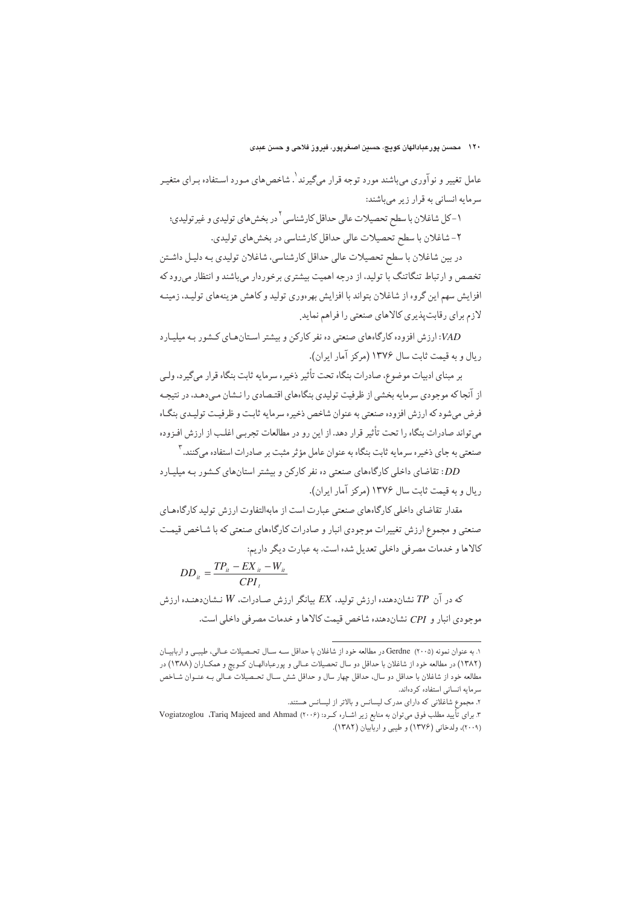عامل تغییر و نوآوری می‌باشند مورد توجه قرار می‌گیرند[1]. شاخص‌های مورد استفاده برای متغیر سرمایه انسانی به قرار زیر می‌باشند:

۱- کل شاغلان با سطح تحصیلات عالی حداقل کارشناسی[2] در بخش‌های تولیدی و غیرتولیدی؛

۲- شاغلان با سطح تحصیلات عالی حداقل کارشناسی در بخش‌های تولیدی.

در بین شاغلان با سطح تحصیلات عالی حداقل کارشناسی، شاغلان تولیدی به دلیل داشتن تخصص و ارتباط تنگاتنگ با تولید، از درجه اهمیت بیشتری برخوردار می‌باشند و انتظار می‌رود که افزایش سهم این گروه از شاغلان بتواند با افزایش بهره‌وری تولید و کاهش هزینه‌های تولید، زمینه لازم برای رقابت‌پذیری کالاهای صنعتی را فراهم نماید.

*VAD*: ارزش افزوده کارگاه‌های صنعتی ده نفر کارکن و بیشتر استان‌های کشور به میلیارد ریال و به قیمت ثابت سال ۱۳۷۶ (مرکز آمار ایران).

بر مبنای ادبیات موضوع، صادرات بنگاه تحت تأثیر ذخیره سرمایه ثابت بنگاه قرار می‌گیرد، ولی از آنجا که موجودی سرمایه بخشی از ظرفیت تولیدی بنگاه‌های اقتصادی را نشان می‌دهد، در نتیجه فرض می‌شود که ارزش افزوده صنعتی به عنوان شاخص ذخیره سرمایه ثابت و ظرفیت تولیدی بنگاه می‌تواند صادرات بنگاه را تحت تأثیر قرار دهد. از این رو در مطالعات تجربی اغلب از ارزش افزوده صنعتی به جای ذخیره سرمایه ثابت بنگاه به عنوان عامل مؤثر مثبت بر صادرات استفاده می‌کنند.[3]

*DD*: تقاضای داخلی کارگاه‌های صنعتی ده نفر کارکن و بیشتر استان‌های کشور به میلیارد ریال و به قیمت ثابت سال ۱۳۷۶ (مرکز آمار ایران).

مقدار تقاضای داخلی کارگاه‌های صنعتی عبارت است از مابه‌التفاوت ارزش تولید کارگاه‌های صنعتی و مجموع ارزش تغییرات موجودی انبار و صادرات کارگاه‌های صنعتی که با شاخص قیمت کالاها و خدمات مصرفی داخلی تعدیل شده است. به عبارت دیگر داریم:

$$DD_{it} = \frac{TP_{it} - EX_{it} - W_{it}}{CPI_t}$$

که در آن $TP$ نشان‌دهنده ارزش تولید، $EX$ بیانگر ارزش صادرات، $W$ نشان‌دهنده ارزش موجودی انبار و $CPI$ نشان‌دهنده شاخص قیمت کالاها و خدمات مصرفی داخلی است.

---

۱. به عنوان نمونه Gerdne (۲۰۰۵) در مطالعه خود از شاغلان با حداقل سه سال تحصیلات عالی، طیبی و ارباییان (۱۳۸۲) در مطالعه خود از شاغلان با حداقل دو سال تحصیلات عالی و پورعبادالهان کویچ و همکاران (۱۳۸۸) در مطالعه خود از شاغلان با حداقل دو سال، حداقل چهار سال و حداقل شش سال تحصیلات عالی به عنوان شاخص سرمایه انسانی استفاده کرده‌اند.

۲. مجموع شاغلانی که دارای مدرک لیسانس و بالاتر از لیسانس هستند.

۳. برای تأیید مطلب فوق می‌توان به منابع زیر اشاره کرد: Tariq Majeed and Ahmad (۲۰۰۶)، Vogiatzoglou (۲۰۰۹)، ولدخانی (۱۳۷۶) و طیبی و ارباییان (۱۳۸۲).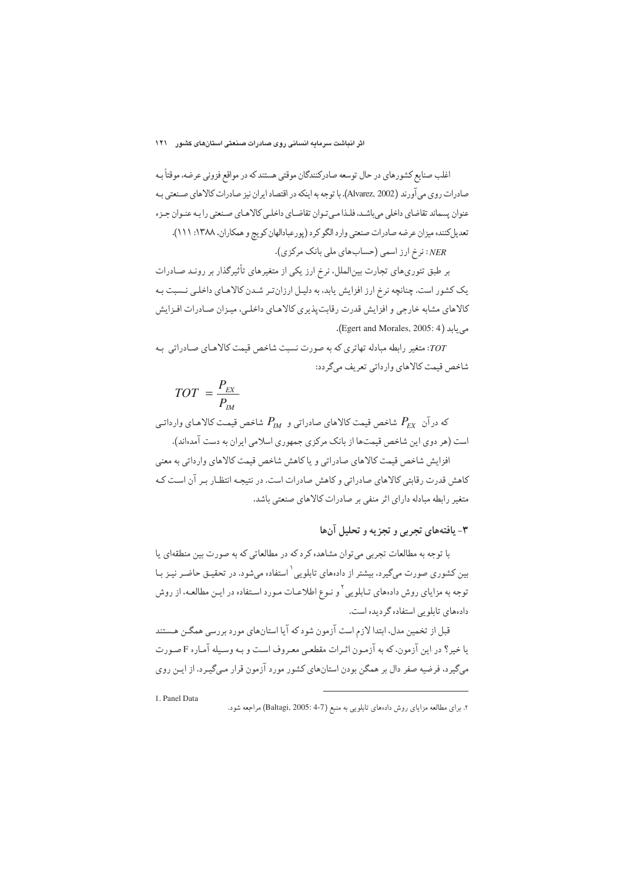اغلب صنایع کشورهای در حال توسعه صادرکنندگان موقتی هستند که در مواقع فزونی عرضه، موقتاً بـه صادرات روی می‌آورند (Alvarez, 2002). با توجه به اینکه در اقتصاد ایران نیز صادرات کالاهای صـنعتی بـه عنوان پسماند تقاضای داخلی می‌باشـد، فلـذا مـی‌تـوان تقاضـای داخلـی کالاهـای صـنعتی را بـه عنـوان جـزء تعدیل‌کننده میزان عرضه صادرات صنعتی وارد الگو کرد (پورعبادالهان کویچ و همکاران، ۱۳۸۸: ۱۱۱).

*NER*: نرخ ارز اسمی (حساب‌های ملی بانک مرکزی).

بر طبق تئوری‌های تجارت بین‌الملل، نرخ ارز یکی از متغیرهای تأثیرگذار بر رونـد صـادرات یک کشور است. چنانچه نرخ ارز افزایش یابد، به دلیـل ارزان‌تـر شـدن کالاهـای داخلـی نـسبت بـه کالاهای مشابه خارجی و افزایش قدرت رقابت‌پذیری کالاهـای داخلـی، میـزان صـادرات افـزایش می‌یابد (Egert and Morales, 2005: 4).

*TOT*: متغیر رابطه مبادله تهاتری که به صورت نسبت شاخص قیمت کالاهـای صـادراتی بـه شاخص قیمت کالاهای وارداتی تعریف می‌گردد:

$$TOT = \frac{P_{EX}}{P_{IM}}$$

که در آن $P_{EX}$ شاخص قیمت کالاهای صادراتی و $P_{IM}$ شاخص قیمـت کالاهـای وارداتـی است (هر دوی این شاخص قیمت‌ها از بانک مرکزی جمهوری اسلامی ایران به دست آمده‌اند).

افزایش شاخص قیمت کالاهای صادراتی و یا کاهش شاخص قیمت کالاهای وارداتی به معنی کاهش قدرت رقابتی کالاهای صادراتی و کاهش صادرات است. در نتیجـه انتظـار بـر آن اسـت کـه متغیر رابطه مبادله دارای اثر منفی بر صادرات کالاهای صنعتی باشد.

## ۳- یافته‌های تجربی و تجزیه و تحلیل آن‌ها

با توجه به مطالعات تجربی می‌توان مشاهده کرد که در مطالعاتی که به صورت بین منطقه‌ای یا بین کشوری صورت می‌گیرد، بیشتر از داده‌های تابلویی[1] استفاده می‌شود. در تحقیـق حاضـر نیـز بـا توجه به مزایای روش داده‌های تـابلویی[2] و نـوع اطلاعـات مـورد اسـتفاده در ایـن مطالعـه، از روش داده‌های تابلویی استفاده گردیده است.

قبل از تخمین مدل، ابتدا لازم است آزمون شود که آیا استان‌های مورد بررسی همگـن هـستند یا خیر؟ در این آزمون، که به آزمـون اثـرات مقطعـی معـروف اسـت و بـه وسـیله آمـاره F صـورت می‌گیرد، فرضیه صفر دال بر همگن بودن استان‌های کشور مورد آزمون قرار مـی‌گیـرد. از ایـن روی

---

1. Panel Data

۲. برای مطالعه مزایای روش داده‌های تابلویی به منبع (Baltagi, 2005: 4-7) مراجعه شود.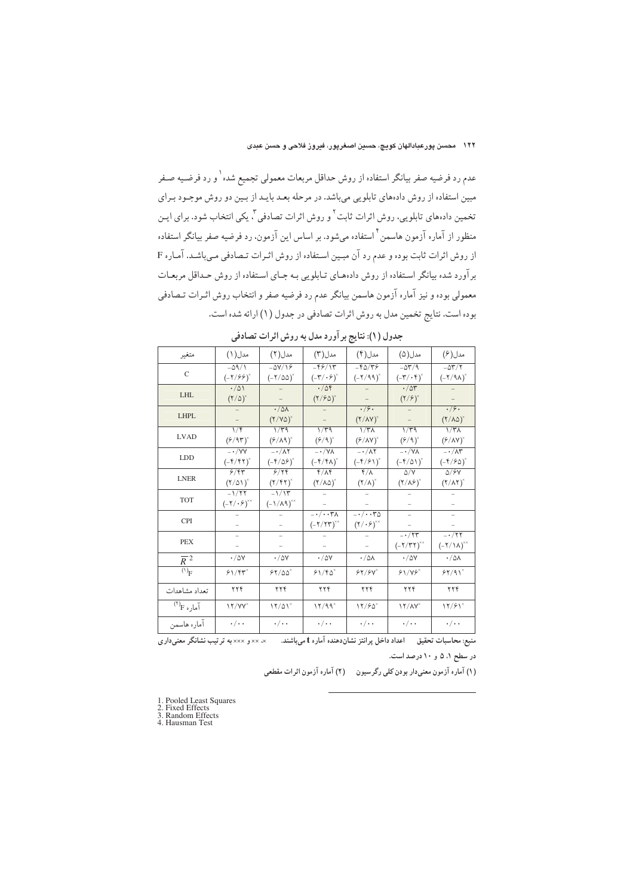عدم رد فرضیه صفر بیانگر استفاده از روش حداقل مربعات معمولی تجمیع شده[1] و رد فرضیه صفر مبین استفاده از روش داده‌های تابلویی می‌باشد. در مرحله بعد باید از بین دو روش موجود برای تخمین داده‌های تابلویی، روش اثرات ثابت[2] و روش اثرات تصادفی[3]، یکی انتخاب شود. برای این منظور از آماره آزمون هاسمن[4] استفاده می‌شود. بر اساس این آزمون، رد فرضیه صفر بیانگر استفاده از روش اثرات ثابت بوده و عدم رد آن مبین استفاده از روش اثرات تصادفی می‌باشد. آماره F برآورد شده بیانگر استفاده از روش داده‌های تابلویی به جای استفاده از روش حداقل مربعات معمولی بوده و نیز آماره آزمون هاسمن بیانگر عدم رد فرضیه صفر و انتخاب روش اثرات تصادفی بوده است. نتایج تخمین مدل به روش اثرات تصادفی در جدول (۱) ارائه شده است.

**جدول (۱): نتایج برآورد مدل به روش اثرات تصادفی**

| متغیر | مدل(۱) | مدل(۲) | مدل(۳) | مدل(۴) | مدل(۵) | مدل(۶) |
|---|---|---|---|---|---|---|
| C | ۵۹/۱- <br> $(-۲/۶۶)^{*}$ | ۵۷/۱۶- <br> $(-۲/۵۵)^{*}$ | ۴۶/۱۳- <br> $(-۳/۰۶)^{*}$ | ۴۵/۳۶- <br> $(-۲/۹۹)^{*}$ | ۵۳/۹- <br> $(-۳/۰۴)^{*}$ | ۵۳/۲- <br> $(-۲/۹۸)^{*}$ |
| LHL | ۰/۵۱ <br> $(۲/۵)^{*}$ | – | ۰/۵۴ <br> $(۲/۶۵)^{*}$ | – | ۰/۵۳ <br> $(۲/۶)^{*}$ | – |
| LHPL | – | ۰/۵۸ <br> $(۲/۷۵)^{*}$ | – | ۰/۶۰ <br> $(۲/۸۷)^{*}$ | – | ۰/۶۰ <br> $(۲/۸۵)^{*}$ |
| LVAD | ۱/۴ <br> $(۶/۹۳)^{*}$ | ۱/۳۹ <br> $(۶/۸۹)^{*}$ | ۱/۳۹ <br> $(۶/۹)^{*}$ | ۱/۳۸ <br> $(۶/۸۷)^{*}$ | ۱/۳۹ <br> $(۶/۹)^{*}$ | ۱/۳۸ <br> $(۶/۸۷)^{*}$ |
| LDD | ۰/۷۷- <br> $(-۴/۴۲)^{*}$ | ۰/۸۲- <br> $(-۴/۵۶)^{*}$ | ۰/۷۸- <br> $(-۴/۴۸)^{*}$ | ۰/۸۲- <br> $(-۴/۶۱)^{*}$ | ۰/۷۸- <br> $(-۴/۵۱)^{*}$ | ۰/۸۳- <br> $(-۴/۶۵)^{*}$ |
| LNER | ۶/۴۳ <br> $(۲/۵۱)^{*}$ | ۶/۲۴ <br> $(۲/۴۲)^{*}$ | ۴/۸۴ <br> $(۲/۸۵)^{*}$ | ۴/۸ <br> $(۲/۸)^{*}$ | ۵/۷ <br> $(۲/۸۶)^{*}$ | ۵/۶۷ <br> $(۲/۸۲)^{*}$ |
| TOT | ۱/۲۲- <br> $(-۲/۰۶)^{**}$ | ۱/۱۳- <br> $(-۱/۸۹)^{**}$ | – | – | – | – |
| CPI | – | – | ۰/۰۰۳۸- <br> $(-۲/۲۳)^{**}$ | ۰/۰۰۳۵- <br> $(۲/۰۶)^{**}$ | – | – |
| PEX | – | – | – | – | ۰/۲۳- <br> $(-۲/۳۲)^{**}$ | ۰/۲۲- <br> $(-۲/۱۸)^{**}$ |
| $\overline{R}^2$ | ۰/۵۷ | ۰/۵۷ | ۰/۵۷ | ۰/۵۸ | ۰/۵۷ | ۰/۵۸ |
| $^{(1)}$F | $۶۱/۴۳^{*}$ | $۶۲/۵۵^{*}$ | $۶۱/۴۵^{*}$ | $۶۲/۶۷^{*}$ | $۶۱/۷۶^{*}$ | $۶۲/۹۱^{*}$ |
| تعداد مشاهدات | ۲۲۴ | ۲۲۴ | ۲۲۴ | ۲۲۴ | ۲۲۴ | ۲۲۴ |
| آماره $^{(2)}$F | $۱۲/۷۷^{*}$ | $۱۲/۵۱^{*}$ | $۱۲/۹۹^{*}$ | $۱۲/۶۵^{*}$ | $۱۲/۸۷^{*}$ | $۱۲/۶۱^{*}$ |
| آماره هاسمن | ۰/۰۰ | ۰/۰۰ | ۰/۰۰ | ۰/۰۰ | ۰/۰۰ | ۰/۰۰ |

منبع: محاسبات تحقیق      اعداد داخل پرانتز نشان‌دهنده آماره t می‌باشند.      ×، ×× و ××× به ترتیب نشانگر معنی‌داری در سطح ۱، ۵ و ۱۰ درصد است.

(۱) آماره آزمون معنی‌دار بودن کلی رگرسیون      (۲) آماره آزمون اثرات مقطعی

---

1. Pooled Least Squares
2. Fixed Effects
3. Random Effects
4. Hausman Test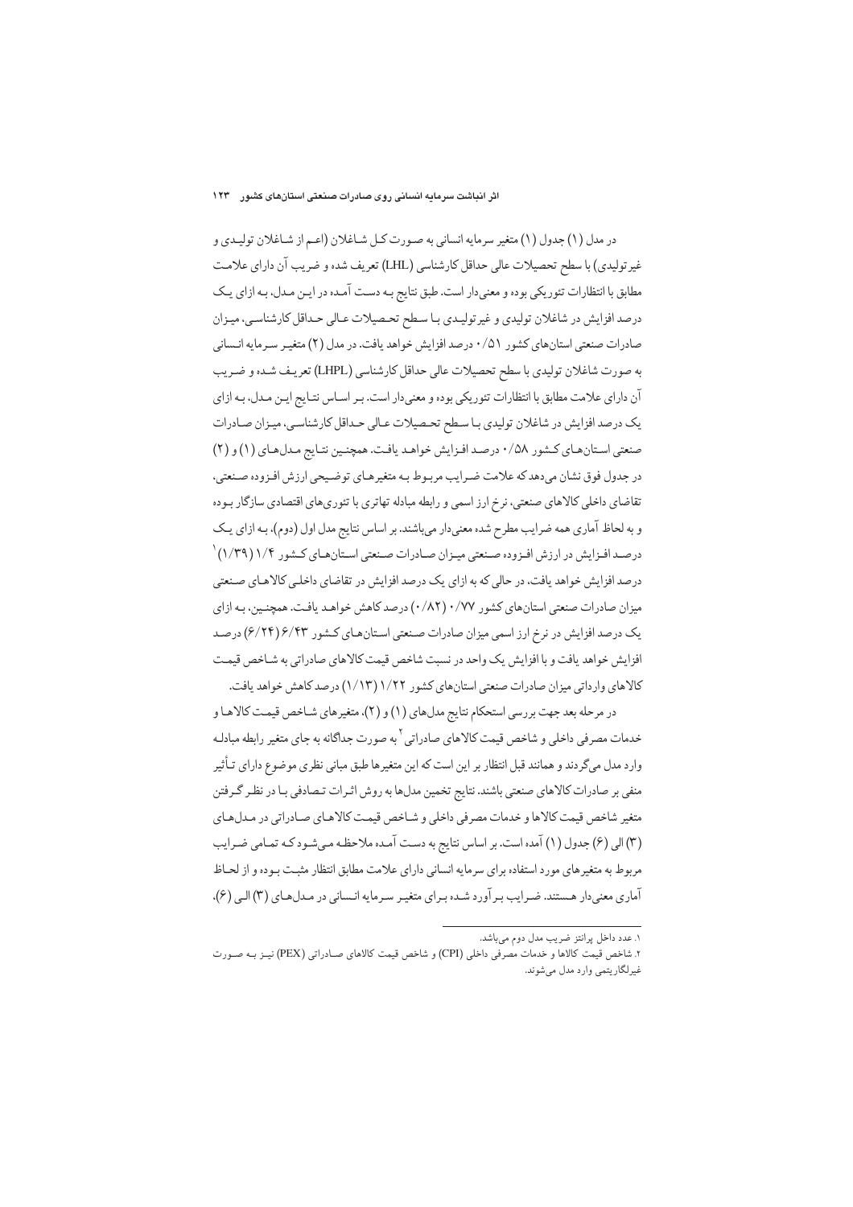در مدل (۱) جدول (۱) متغیر سرمایه انسانی به صورت کل شاغلان (اعم از شاغلان تولیدی و غیرتولیدی) با سطح تحصیلات عالی حداقل کارشناسی (LHL) تعریف شده و ضریب آن دارای علامت مطابق با انتظارات تئوریکی بوده و معنی‌دار است. طبق نتایج به دست آمده در این مدل، به ازای یک درصد افزایش در شاغلان تولیدی و غیرتولیدی با سطح تحصیلات عالی حداقل کارشناسی، میزان صادرات صنعتی استان‌های کشور ۰/۵۱ درصد افزایش خواهد یافت. در مدل (۲) متغیر سرمایه انسانی به صورت شاغلان تولیدی با سطح تحصیلات عالی حداقل کارشناسی (LHPL) تعریف شده و ضریب آن دارای علامت مطابق با انتظارات تئوریکی بوده و معنی‌دار است. بر اساس نتایج این مدل، به ازای یک درصد افزایش در شاغلان تولیدی با سطح تحصیلات عالی حداقل کارشناسی، میزان صادرات صنعتی استان‌های کشور ۰/۵۸ درصد افزایش خواهد یافت. همچنین نتایج مدل‌های (۱) و (۲) در جدول فوق نشان می‌دهد که علامت ضرایب مربوط به متغیرهای توضیحی ارزش افزوده صنعتی، تقاضای داخلی کالاهای صنعتی، نرخ ارز اسمی و رابطه مبادله تهاتری با تئوری‌های اقتصادی سازگار بوده و به لحاظ آماری همه ضرایب مطرح شده معنی‌دار می‌باشند. بر اساس نتایج مدل اول (دوم)، به ازای یک درصد افزایش در ارزش افزوده صنعتی میزان صادرات صنعتی استان‌های کشور ۱/۴ (۱/۳۹)[1] درصد افزایش خواهد یافت، در حالی که به ازای یک درصد افزایش در تقاضای داخلی کالاهای صنعتی میزان صادرات صنعتی استان‌های کشور ۰/۷۷ (۰/۸۲) درصد کاهش خواهد یافت. همچنین، به ازای یک درصد افزایش در نرخ ارز اسمی میزان صادرات صنعتی استان‌های کشور ۶/۴۳ (۶/۲۴) درصد افزایش خواهد یافت و با افزایش یک واحد در نسبت شاخص قیمت کالاهای صادراتی به شاخص قیمت کالاهای وارداتی میزان صادرات صنعتی استان‌های کشور ۱/۲۲ (۱/۱۳) درصد کاهش خواهد یافت.

در مرحله بعد جهت بررسی استحکام نتایج مدل‌های (۱) و (۲)، متغیرهای شاخص قیمت کالاها و خدمات مصرفی داخلی و شاخص قیمت کالاهای صادراتی[2] به صورت جداگانه به جای متغیر رابطه مبادله وارد مدل می‌گردند و همانند قبل انتظار بر این است که این متغیرها طبق مبانی نظری موضوع دارای تأثیر منفی بر صادرات کالاهای صنعتی باشند. نتایج تخمین مدل‌ها به روش اثرات تصادفی با در نظر گرفتن متغیر شاخص قیمت کالاها و خدمات مصرفی داخلی و شاخص قیمت کالاهای صادراتی در مدل‌های (۳) الی (۶) جدول (۱) آمده است. بر اساس نتایج به دست آمده ملاحظه می‌شود که تمامی ضرایب مربوط به متغیرهای مورد استفاده برای سرمایه انسانی دارای علامت مثبت مطابق انتظار بوده و از لحاظ آماری معنی‌دار هستند. ضرایب برآورد شده برای متغیر سرمایه انسانی در مدل‌های (۳) الی (۶)،

---

۱. عدد داخل پرانتز ضریب مدل دوم می‌باشد.

۲. شاخص قیمت کالاها و خدمات مصرفی داخلی (CPI) و شاخص قیمت کالاهای صادراتی (PEX) نیز به صورت غیرلگاریتمی وارد مدل می‌شوند.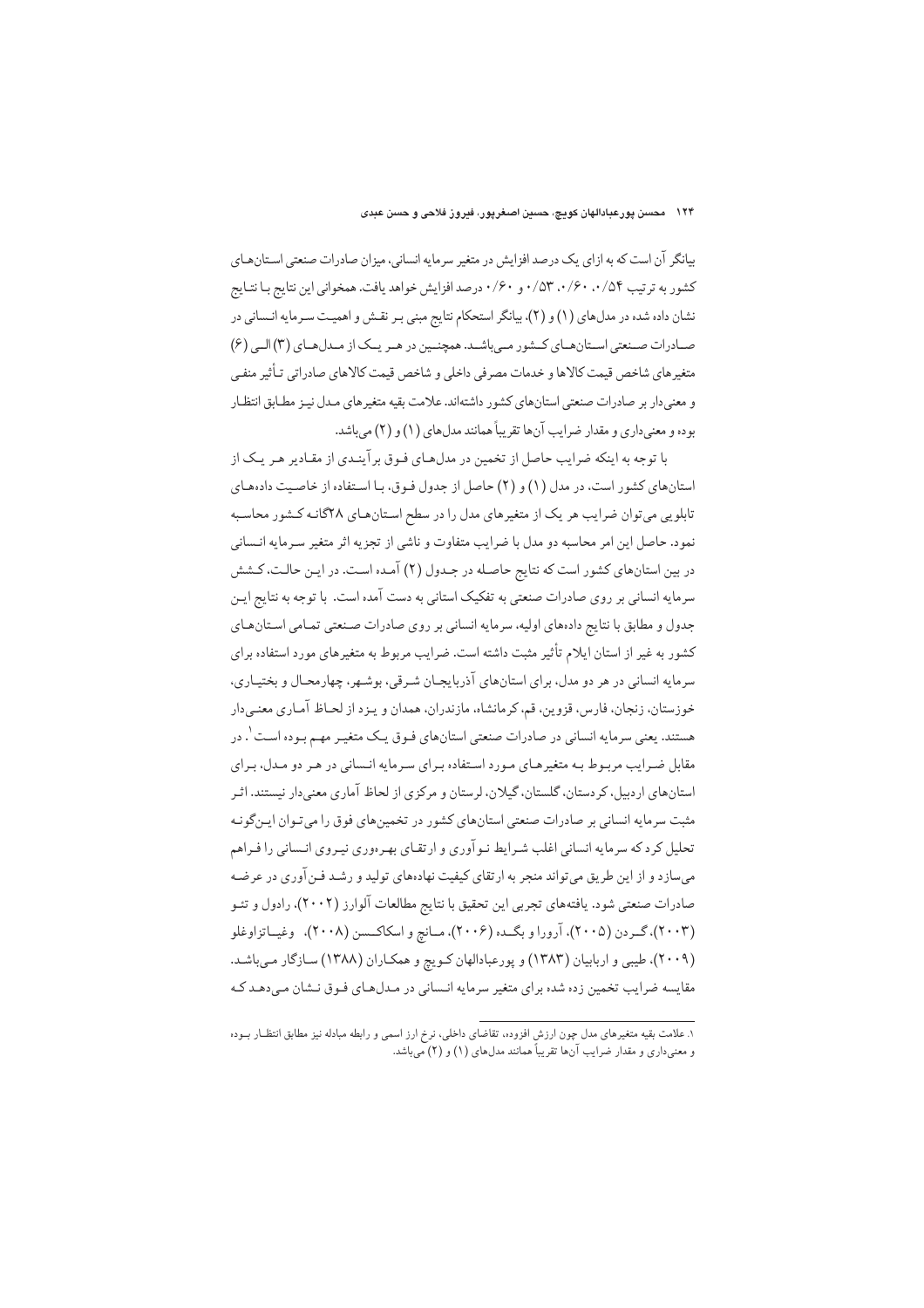بیانگر آن است که به ازای یک درصد افزایش در متغیر سرمایه انسانی، میزان صادرات صنعتی استان‌های کشور به ترتیب ۰/۵۴، ۰/۶۰، ۰/۵۳ و ۰/۶۰ درصد افزایش خواهد یافت. همخوانی این نتایج با نتایج نشان داده شده در مدل‌های (۱) و (۲)، بیانگر استحکام نتایج مبنی بر نقش و اهمیت سرمایه انسانی در صادرات صنعتی استان‌های کشور می‌باشد. همچنین در هر یک از مدل‌های (۳) الی (۶) متغیرهای شاخص قیمت کالاها و خدمات مصرفی داخلی و شاخص قیمت کالاهای صادراتی تأثیر منفی و معنی‌دار بر صادرات صنعتی استان‌های کشور داشته‌اند. علامت بقیه متغیرهای مدل نیز مطابق انتظار بوده و معنی‌داری و مقدار ضرایب آن‌ها تقریباً همانند مدل‌های (۱) و (۲) می‌باشد.

با توجه به اینکه ضرایب حاصل از تخمین در مدل‌های فوق برآیندی از مقادیر هر یک از استان‌های کشور است، در مدل (۱) و (۲) حاصل از جدول فوق، با استفاده از خاصیت داده‌های تابلویی می‌توان ضرایب هر یک از متغیرهای مدل را در سطح استان‌های ۲۸گانه کشور محاسبه نمود. حاصل این امر محاسبه دو مدل با ضرایب متفاوت و ناشی از تجزیه اثر متغیر سرمایه انسانی در بین استان‌های کشور است که نتایج حاصله در جدول (۲) آمده است. در این حالت، کشش سرمایه انسانی بر روی صادرات صنعتی به تفکیک استانی به دست آمده است. با توجه به نتایج این جدول و مطابق با نتایج داده‌های اولیه، سرمایه انسانی بر روی صادرات صنعتی تمامی استان‌های کشور به غیر از استان ایلام تأثیر مثبت داشته است. ضرایب مربوط به متغیرهای مورد استفاده برای سرمایه انسانی در هر دو مدل، برای استان‌های آذربایجان شرقی، بوشهر، چهارمحال و بختیاری، خوزستان، زنجان، فارس، قزوین، قم، کرمانشاه، مازندران، همدان و یزد از لحاظ آماری معنی‌دار هستند. یعنی سرمایه انسانی در صادرات صنعتی استان‌های فوق یک متغیر مهم بوده است[۱]. در مقابل ضرایب مربوط به متغیرهای مورد استفاده برای سرمایه انسانی در هر دو مدل، برای استان‌های اردبیل، کردستان، گلستان، گیلان، لرستان و مرکزی از لحاظ آماری معنی‌دار نیستند. اثر مثبت سرمایه انسانی بر صادرات صنعتی استان‌های کشور در تخمین‌های فوق را می‌توان این‌گونه تحلیل کرد که سرمایه انسانی اغلب شرایط نوآوری و ارتقای بهره‌وری نیروی انسانی را فراهم می‌سازد و از این طریق می‌تواند منجر به ارتقای کیفیت نهاده‌های تولید و رشد فن‌آوری در عرضه صادرات صنعتی شود. یافته‌های تجربی این تحقیق با نتایج مطالعات آلوارز (۲۰۰۲)، رادول و تئو (۲۰۰۳)، گردن (۲۰۰۵)، آرورا و بگده (۲۰۰۶)، مانچ و اسکاکسن (۲۰۰۸)، وغیاتزاوغلو (۲۰۰۹)، طیبی و اربابیان (۱۳۸۳) و پورعبادالهان کویچ و همکاران (۱۳۸۸) سازگار می‌باشد. مقایسه ضرایب تخمین زده شده برای متغیر سرمایه انسانی در مدل‌های فوق نشان می‌دهد که

---

۱. علامت بقیه متغیرهای مدل چون ارزش افزوده، تقاضای داخلی، نرخ ارز اسمی و رابطه مبادله نیز مطابق انتظار بوده و معنی‌داری و مقدار ضرایب آن‌ها تقریباً همانند مدل‌های (۱) و (۲) می‌باشد.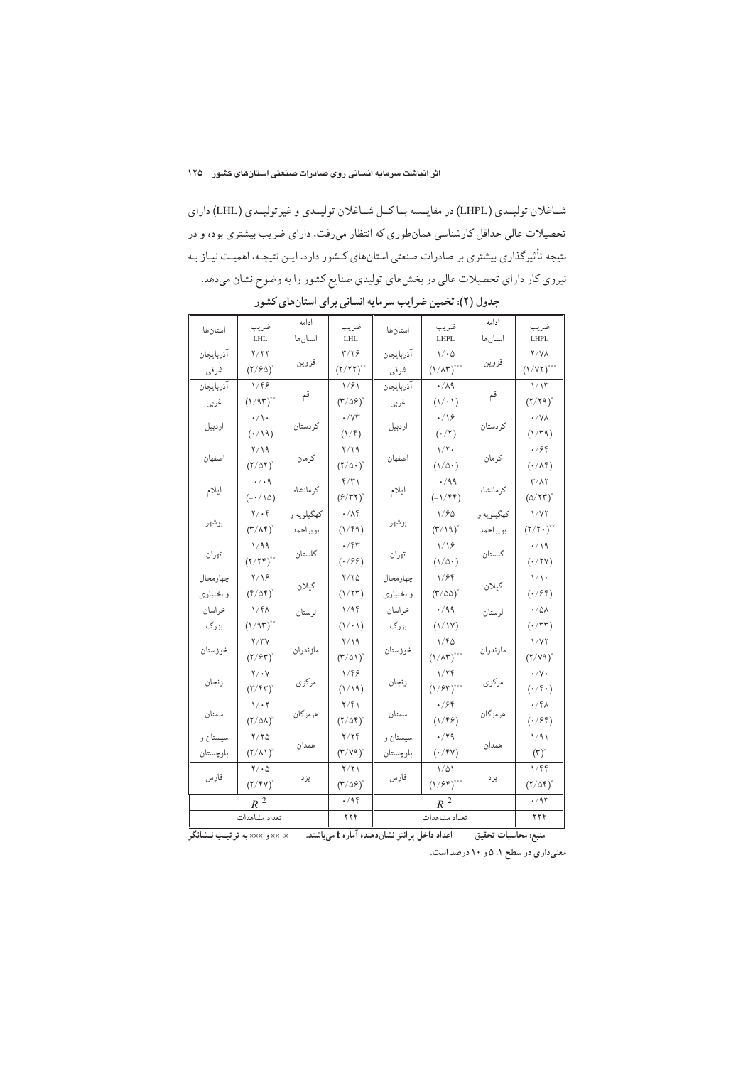شـاغلان تولیـدی (LHPL) در مقایسـه بـا کـل شـاغلان تولیـدی و غیرتولیـدی (LHL) دارای تحصیلات عالی حداقل کارشناسی همان‌طوری که انتظار می‌رفت، دارای ضریب بیشتری بوده و در نتیجه تأثیرگذاری بیشتری بر صادرات صنعتی استان‌های کـشور دارد. ایـن نتیجـه، اهمیـت نیـاز بـه نیروی کار دارای تحصیلات عالی در بخش‌های تولیدی صنایع کشور را به وضوح نشان می‌دهد.

**جدول (۲): تخمین ضرایب سرمایه انسانی برای استان‌های کشور**

| استان‌ها | ضریب LHL | ادامه استان‌ها | ضریب LHL | استان‌ها | ضریب LHPL | ادامه استان‌ها | ضریب LHPL |
|---|---|---|---|---|---|---|---|
| آذربایجان شرقی | ۲/۲۲ (۲/۶۵)* | قزوین | ۳/۲۶ (۲/۲۲)** | آذربایجان شرقی | ۱/۰۵ (۱/۸۳)*** | قزوین | ۲/۷۸ (۱/۷۲)*** |
| آذربایجان غربی | ۱/۴۶ (۱/۹۳)** | قم | ۱/۶۱ (۳/۵۶)* | آذربایجان غربی | ۰/۸۹ (۱/۰۱) | قم | ۱/۱۳ (۲/۲۹)* |
| اردبیل | ۰/۱۰ (۰/۱۹) | کردستان | ۰/۷۳ (۱/۴) | اردبیل | ۰/۱۶ (۰/۲) | کردستان | ۰/۷۸ (۱/۳۹) |
| اصفهان | ۲/۱۹ (۲/۵۲)* | کرمان | ۲/۲۹ (۲/۵۰)* | اصفهان | ۱/۲۰ (۱/۵۰) | کرمان | ۰/۶۴ (۰/۸۴) |
| ایلام | -۰/۰۹ (-۰/۱۵) | کرمانشاه | ۴/۳۱ (۶/۳۲)* | ایلام | -۰/۹۹ (-۱/۴۴) | کرمانشاه | ۳/۸۲ (۵/۲۳)* |
| بوشهر | ۲/۰۴ (۳/۸۴)* | کهگیلویه و بویراحمد | ۰/۸۴ (۱/۴۹) | بوشهر | ۱/۶۵ (۳/۱۹)* | کهگیلویه و بویراحمد | ۱/۷۲ (۲/۲۰)** |
| تهران | ۱/۹۹ (۲/۲۴)** | گلستان | ۰/۴۳ (۰/۶۶) | تهران | ۱/۱۶ (۱/۵۰) | گلستان | ۰/۱۹ (۰/۲۷) |
| چهارمحال و بختیاری | ۲/۱۶ (۴/۵۴)* | گیلان | ۲/۲۵ (۱/۲۳) | چهارمحال و بختیاری | ۱/۶۴ (۳/۵۵)* | گیلان | ۱/۱۰ (۰/۶۴) |
| خراسان بزرگ | ۱/۴۸ (۱/۹۳)** | لرستان | ۱/۹۴ (۱/۰۱) | خراسان بزرگ | ۰/۹۹ (۱/۱۷) | لرستان | ۰/۵۸ (۰/۳۳) |
| خوزستان | ۲/۳۷ (۲/۶۳)* | مازندران | ۲/۱۹ (۳/۵۱)* | خوزستان | ۱/۴۵ (۱/۸۳)*** | مازندران | ۱/۷۲ (۲/۷۹)* |
| زنجان | ۲/۰۷ (۲/۴۳)* | مرکزی | ۱/۴۶ (۱/۱۹) | زنجان | ۱/۲۴ (۱/۶۳)*** | مرکزی | ۰/۷۰ (۰/۴۰) |
| سمنان | ۱/۰۲ (۲/۵۸)* | هرمزگان | ۲/۴۱ (۲/۵۴)* | سمنان | ۰/۶۴ (۱/۴۶) | هرمزگان | ۰/۴۸ (۰/۶۴) |
| سیستان و بلوچستان | ۲/۲۵ (۲/۸۱)* | همدان | ۲/۲۴ (۳/۷۹)* | سیستان و بلوچستان | ۰/۲۹ (۰/۴۷) | همدان | ۱/۹۱ (۳)* |
| فارس | ۲/۰۵ (۲/۴۷)* | یزد | ۲/۲۱ (۳/۵۶)* | فارس | ۱/۵۱ (۱/۶۴)*** | یزد | ۱/۴۴ (۲/۵۴)* |
| $\overline{R}^2$ | | | ۰/۹۴ | $\overline{R}^2$ | | | ۰/۹۳ |
| تعداد مشاهدات | | | ۲۲۴ | تعداد مشاهدات | | | ۲۲۴ |

**منبع: محاسبات تحقیق** اعداد داخل پرانتز نشان‌دهنده آماره t می‌باشند. *، ** و *** به ترتیب نشانگر معنی‌داری در سطح ۱، ۵ و ۱۰ درصد است.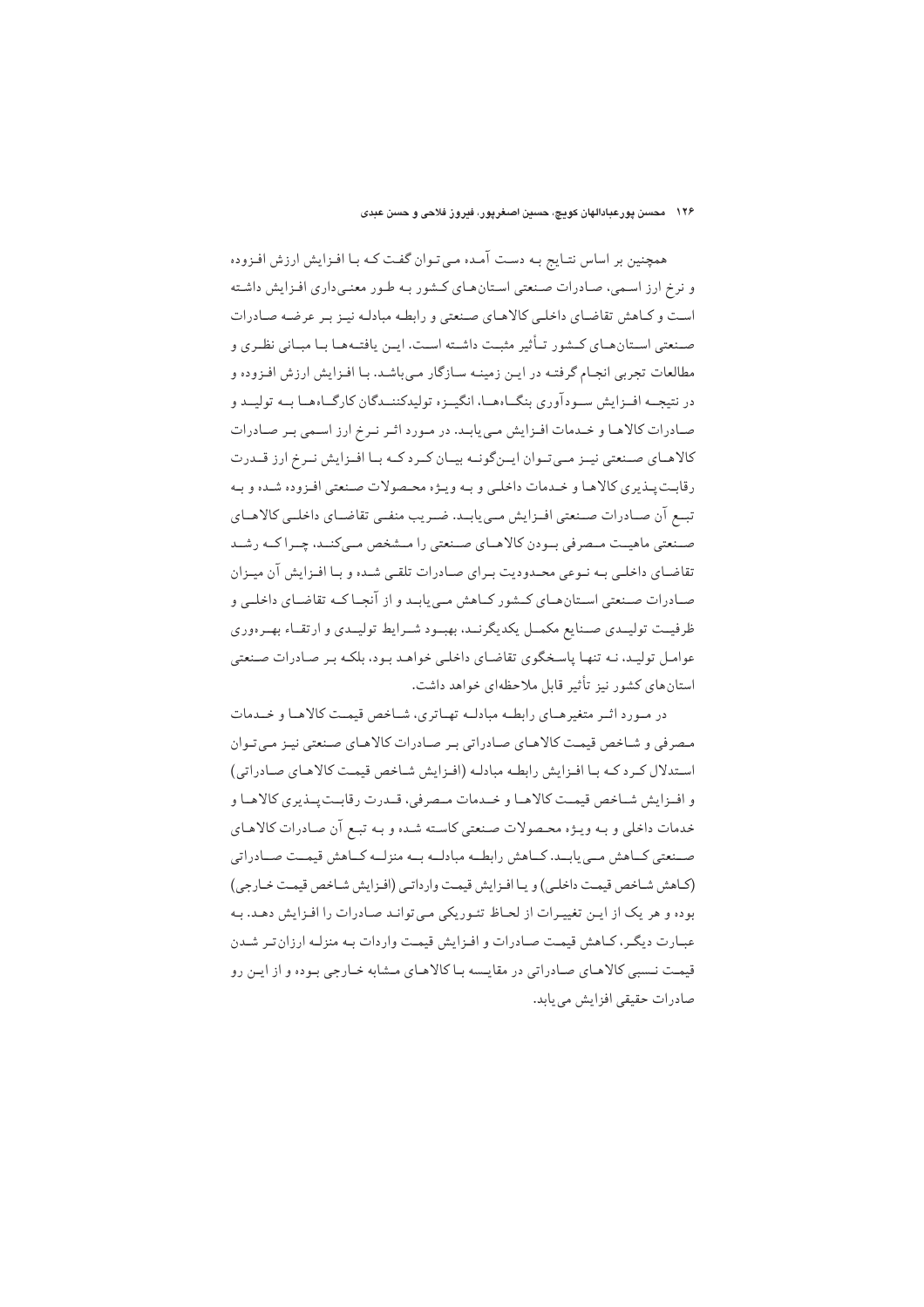همچنین بر اساس نتایج به دست آمده می‌توان گفت که با افزایش ارزش افزوده و نرخ ارز اسمی، صادرات صنعتی استان‌های کشور به طور معنی‌داری افزایش داشته است و کاهش تقاضای داخلی کالاهای صنعتی و رابطه مبادله نیز بر عرضه صادرات صنعتی استان‌های کشور تأثیر مثبت داشته است. این یافته‌ها با مبانی نظری و مطالعات تجربی انجام گرفته در این زمینه سازگار می‌باشد. با افزایش ارزش افزوده و در نتیجه افزایش سودآوری بنگاه‌ها، انگیزه تولیدکنندگان کارگاه‌ها به تولید و صادرات کالاها و خدمات افزایش می‌یابد. در مورد اثر نرخ ارز اسمی بر صادرات کالاهای صنعتی نیز می‌توان این‌گونه بیان کرد که با افزایش نرخ ارز قدرت رقابت‌پذیری کالاها و خدمات داخلی و به ویژه محصولات صنعتی افزوده شده و به تبع آن صادرات صنعتی افزایش می‌یابد. ضریب منفی تقاضای داخلی کالاهای صنعتی ماهیت مصرفی بودن کالاهای صنعتی را مشخص می‌کند، چرا که رشد تقاضای داخلی به نوعی محدودیت برای صادرات تلقی شده و با افزایش آن میزان صادرات صنعتی استان‌های کشور کاهش می‌یابد و از آنجا که تقاضای داخلی و ظرفیت تولیدی صنایع مکمل یکدیگرند، بهبود شرایط تولیدی و ارتقاء بهره‌وری عوامل تولید، نه تنها پاسخگوی تقاضای داخلی خواهد بود، بلکه بر صادرات صنعتی استان‌های کشور نیز تأثیر قابل ملاحظه‌ای خواهد داشت.

در مورد اثر متغیرهای رابطه مبادله تهاتری، شاخص قیمت کالاها و خدمات مصرفی و شاخص قیمت کالاهای صادراتی بر صادرات کالاهای صنعتی نیز می‌توان استدلال کرد که با افزایش رابطه مبادله (افزایش شاخص قیمت کالاهای صادراتی) و افزایش شاخص قیمت کالاها و خدمات مصرفی، قدرت رقابت‌پذیری کالاها و خدمات داخلی و به ویژه محصولات صنعتی کاسته شده و به تبع آن صادرات کالاهای صنعتی کاهش می‌یابد. کاهش رابطه مبادله به منزله کاهش قیمت صادراتی (کاهش شاخص قیمت داخلی) و یا افزایش قیمت وارداتی (افزایش شاخص قیمت خارجی) بوده و هر یک از این تغییرات از لحاظ تئوریکی می‌تواند صادرات را افزایش دهد. به عبارت دیگر، کاهش قیمت صادرات و افزایش قیمت واردات به منزله ارزان‌تر شدن قیمت نسبی کالاهای صادراتی در مقایسه با کالاهای مشابه خارجی بوده و از این رو صادرات حقیقی افزایش می‌یابد.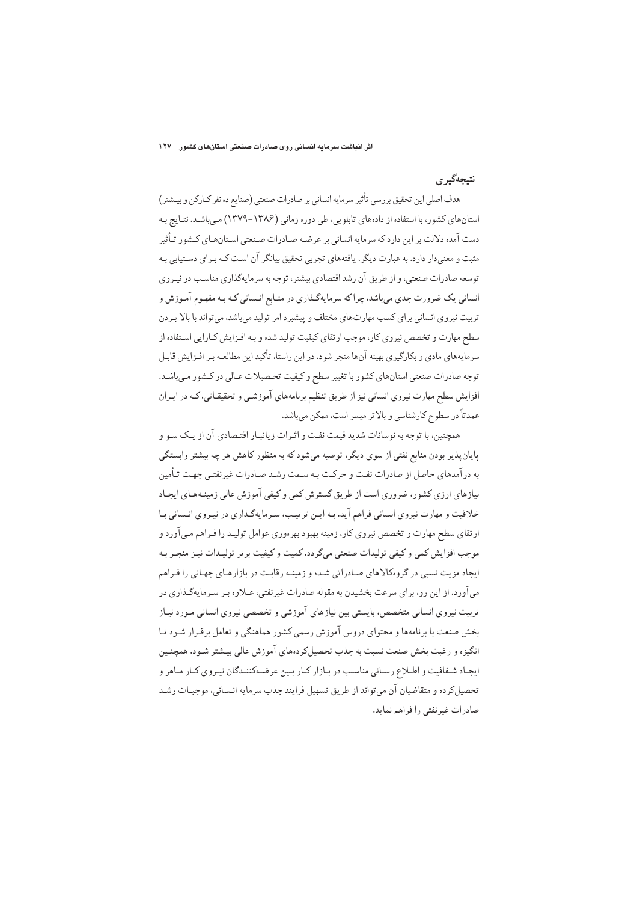## نتیجه‌گیری

هدف اصلی این تحقیق بررسی تأثیر سرمایه انسانی بر صادرات صنعتی (صنایع ده نفر کارکن و بیشتر) استان‌های کشور، با استفاده از داده‌های تابلویی، طی دوره زمانی (۱۳۸۶-۱۳۷۹) می‌باشد. نتایج به دست آمده دلالت بر این دارد که سرمایه انسانی بر عرضه صادرات صنعتی استان‌های کشور تأثیر مثبت و معنی‌دار دارد. به عبارت دیگر، یافته‌های تجربی تحقیق بیانگر آن است که برای دستیابی به توسعه صادرات صنعتی، و از طریق آن رشد اقتصادی بیشتر، توجه به سرمایه‌گذاری مناسب در نیروی انسانی یک ضرورت جدی می‌باشد، چرا که سرمایه‌گذاری در منابع انسانی که به مفهوم آموزش و تربیت نیروی انسانی برای کسب مهارت‌های مختلف و پیشبرد امر تولید می‌باشد، می‌تواند با بالا بردن سطح مهارت و تخصص نیروی کار، موجب ارتقای کیفیت تولید شده و به افزایش کارایی استفاده از سرمایه‌های مادی و بکارگیری بهینه آن‌ها منجر شود. در این راستا، تأکید این مطالعه بر افزایش قابل توجه صادرات صنعتی استان‌های کشور با تغییر سطح و کیفیت تحصیلات عالی در کشور می‌باشد. افزایش سطح مهارت نیروی انسانی نیز از طریق تنظیم برنامه‌های آموزشی و تحقیقاتی، که در ایران عمدتاً در سطوح کارشناسی و بالاتر میسر است، ممکن می‌باشد.

همچنین، با توجه به نوسانات شدید قیمت نفت و اثرات زیانبار اقتصادی آن از یک سو و پایان‌پذیر بودن منابع نفتی از سوی دیگر، توصیه می‌شود که به منظور کاهش هر چه بیشتر وابستگی به درآمدهای حاصل از صادرات نفت و حرکت به سمت رشد صادرات غیرنفتی جهت تأمین نیازهای ارزی کشور، ضروری است از طریق گسترش کمی و کیفی آموزش عالی زمینه‌های ایجاد خلاقیت و مهارت نیروی انسانی فراهم آید. به این ترتیب، سرمایه‌گذاری در نیروی انسانی با ارتقای سطح مهارت و تخصص نیروی کار، زمینه بهبود بهره‌وری عوامل تولید را فراهم می‌آورد و موجب افزایش کمی و کیفی تولیدات صنعتی می‌گردد. کمیت و کیفیت برتر تولیدات نیز منجر به ایجاد مزیت نسبی در گروه‌کالاهای صادراتی شده و زمینه رقابت در بازارهای جهانی را فراهم می‌آورد. از این رو، برای سرعت بخشیدن به مقوله صادرات غیرنفتی، علاوه بر سرمایه‌گذاری در تربیت نیروی انسانی متخصص، بایستی بین نیازهای آموزشی و تخصصی نیروی انسانی مورد نیاز بخش صنعت با برنامه‌ها و محتوای دروس آموزش رسمی کشور هماهنگی و تعامل برقرار شود تا انگیزه و رغبت بخش صنعت نسبت به جذب تحصیلکرده‌های آموزش عالی بیشتر شود. همچنین ایجاد شفافیت و اطلاع رسانی مناسب در بازار کار بین عرضه‌کنندگان نیروی کار ماهر و تحصیلکرده و متقاضیان آن می‌تواند از طریق تسهیل فرایند جذب سرمایه انسانی، موجبات رشد صادرات غیرنفتی را فراهم نماید.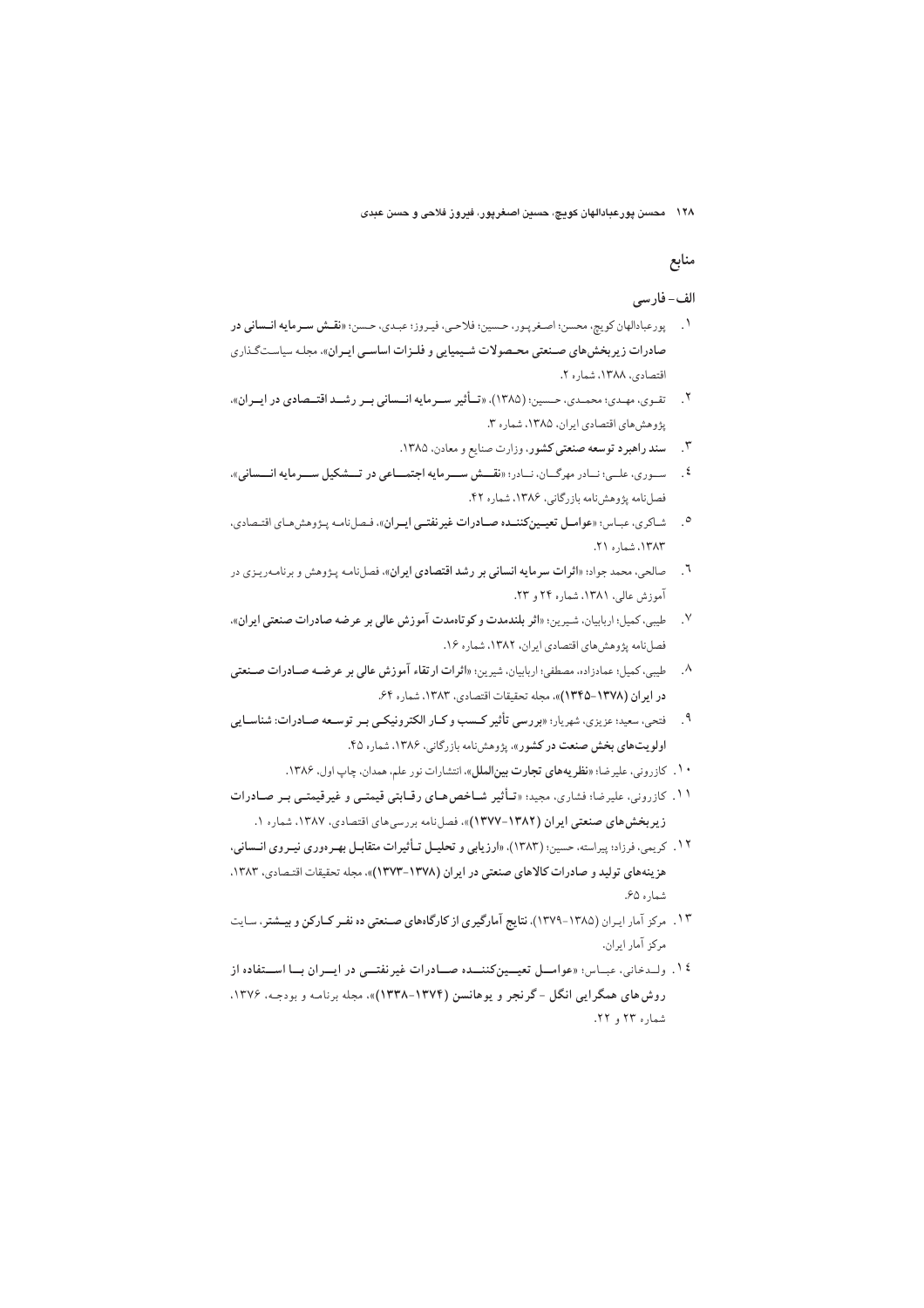## منابع

### الف- فارسی

۱. پورعبادالهان کویچ، محسن؛ اصغرپور، حسین؛ فلاحی، فیروز؛ عبدی، حسن؛ «**نقش سرمایه انسانی در صادرات زیربخش‌های صنعتی محصولات شیمیایی و فلزات اساسی ایران**»، مجله سیاست‌گذاری اقتصادی، ۱۳۸۸، شماره ۲.

۲. تقوی، مهدی؛ محمدی، حسین؛ (۱۳۸۵)، «**تأثیر سرمایه انسانی بر رشد اقتصادی در ایران**»، پژوهش‌های اقتصادی ایران، ۱۳۸۵، شماره ۳.

۳. **سند راهبرد توسعه صنعتی کشور**، وزارت صنایع و معادن، ۱۳۸۵.

۴. سوری، علی؛ نادر مهرگان، نادر؛ «**نقش سرمایه اجتماعی در تشکیل سرمایه انسانی**»، فصل‌نامه پژوهش‌نامه بازرگانی، ۱۳۸۶، شماره ۴۲.

۵. شاکری، عباس؛ «**عوامل تعیین‌کننده صادرات غیرنفتی ایران**»، فصل‌نامه پژوهش‌های اقتصادی، ۱۳۸۳، شماره ۲۱.

۶. صالحی، محمد جواد؛ «**اثرات سرمایه انسانی بر رشد اقتصادی ایران**»، فصل‌نامه پژوهش و برنامه‌ریزی در آموزش عالی، ۱۳۸۱، شماره ۲۴ و ۲۳.

۷. طیبی، کمیل؛ اربابیان، شیرین؛ «**اثر بلندمدت و کوتاه‌مدت آموزش عالی بر عرضه صادرات صنعتی ایران**»، فصل‌نامه پژوهش‌های اقتصادی ایران، ۱۳۸۲، شماره ۱۶.

۸. طیبی، کمیل؛ عمادزاده، مصطفی؛ اربابیان، شیرین؛ «**اثرات ارتقاء آموزش عالی بر عرضه صادرات صنعتی در ایران (۱۳۷۸-۱۳۴۵)**»، مجله تحقیقات اقتصادی، ۱۳۸۳، شماره ۶۴.

۹. فتحی، سعید؛ عزیزی، شهریار؛ «**بررسی تأثیر کسب و کار الکترونیکی بر توسعه صادرات: شناسایی اولویت‌های بخش صنعت در کشور**»، پژوهش‌نامه بازرگانی، ۱۳۸۶، شماره ۴۵.

۱۰. کازرونی، علیرضا؛ «**نظریه‌های تجارت بین‌الملل**»، انتشارات نور علم، همدان، چاپ اول، ۱۳۸۶.

۱۱. کازرونی، علیرضا؛ فشاری، مجید؛ «**تأثیر شاخص‌های رقابتی قیمتی و غیرقیمتی بر صادرات زیربخش‌های صنعتی ایران (۱۳۸۲-۱۳۷۷)**»، فصل‌نامه بررسی‌های اقتصادی، ۱۳۸۷، شماره ۱.

۱۲. کریمی، فرزاد؛ پیراسته، حسین؛ (۱۳۸۳)، «**ارزیابی و تحلیل تأثیرات متقابل بهره‌وری نیروی انسانی، هزینه‌های تولید و صادرات کالاهای صنعتی در ایران (۱۳۷۸-۱۳۷۳)**»، مجله تحقیقات اقتصادی، ۱۳۸۳، شماره ۶۵.

۱۳. مرکز آمار ایران (۱۳۸۵-۱۳۷۹)، **نتایج آمارگیری از کارگاه‌های صنعتی ده نفر کارکن و بیشتر**، سایت مرکز آمار ایران.

۱۴. ولدخانی، عباس؛ «**عوامل تعیین‌کننده صادرات غیرنفتی در ایران با استفاده از روش‌های همگرایی انگل - گرنجر و یوهانسن (۱۳۷۴-۱۳۳۸)**»، مجله برنامه و بودجه، ۱۳۷۶، شماره ۲۳ و ۲۲.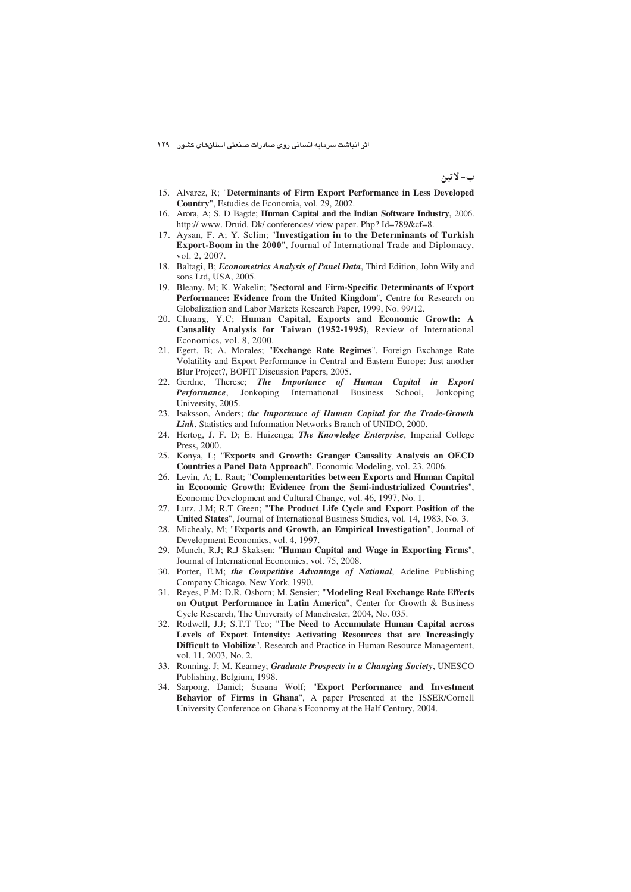## ب- لاتین

15. Alvarez, R; "**Determinants of Firm Export Performance in Less Developed Country**", Estudies de Economia, vol. 29, 2002.
16. Arora, A; S. D Bagde; **Human Capital and the Indian Software Industry**, 2006. http:// www. Druid. Dk/ conferences/ view paper. Php? Id=789&cf=8.
17. Aysan, F. A; Y. Selim; "**Investigation in to the Determinants of Turkish Export-Boom in the 2000**", Journal of International Trade and Diplomacy, vol. 2, 2007.
18. Baltagi, B; ***Econometrics Analysis of Panel Data***, Third Edition, John Wily and sons Ltd, USA, 2005.
19. Bleany, M; K. Wakelin; "**Sectoral and Firm-Specific Determinants of Export Performance: Evidence from the United Kingdom**", Centre for Research on Globalization and Labor Markets Research Paper, 1999, No. 99/12.
20. Chuang, Y.C; **Human Capital, Exports and Economic Growth: A Causality Analysis for Taiwan (1952-1995)**, Review of International Economics, vol. 8, 2000.
21. Egert, B; A. Morales; "**Exchange Rate Regimes**", Foreign Exchange Rate Volatility and Export Performance in Central and Eastern Europe: Just another Blur Project?, BOFIT Discussion Papers, 2005.
22. Gerdne, Therese; ***The Importance of Human Capital in Export Performance***, Jonkoping International Business School, Jonkoping University, 2005.
23. Isaksson, Anders; ***the Importance of Human Capital for the Trade-Growth Link***, Statistics and Information Networks Branch of UNIDO, 2000.
24. Hertog, J. F. D; E. Huizenga; ***The Knowledge Enterprise***, Imperial College Press, 2000.
25. Konya, L; "**Exports and Growth: Granger Causality Analysis on OECD Countries a Panel Data Approach**", Economic Modeling, vol. 23, 2006.
26. Levin, A; L. Raut; "**Complementarities between Exports and Human Capital in Economic Growth: Evidence from the Semi-industrialized Countries**", Economic Development and Cultural Change, vol. 46, 1997, No. 1.
27. Lutz. J.M; R.T Green; "**The Product Life Cycle and Export Position of the United States**", Journal of International Business Studies, vol. 14, 1983, No. 3.
28. Michealy, M; "**Exports and Growth, an Empirical Investigation**", Journal of Development Economics, vol. 4, 1997.
29. Munch, R.J; R.J Skaksen; "**Human Capital and Wage in Exporting Firms**", Journal of International Economics, vol. 75, 2008.
30. Porter, E.M; ***the Competitive Advantage of National***, Adeline Publishing Company Chicago, New York, 1990.
31. Reyes, P.M; D.R. Osborn; M. Sensier; "**Modeling Real Exchange Rate Effects on Output Performance in Latin America**", Center for Growth & Business Cycle Research, The University of Manchester, 2004, No. 035.
32. Rodwell, J.J; S.T.T Teo; "**The Need to Accumulate Human Capital across Levels of Export Intensity: Activating Resources that are Increasingly Difficult to Mobilize**", Research and Practice in Human Resource Management, vol. 11, 2003, No. 2.
33. Ronning, J; M. Kearney; ***Graduate Prospects in a Changing Society***, UNESCO Publishing, Belgium, 1998.
34. Sarpong, Daniel; Susana Wolf; "**Export Performance and Investment Behavior of Firms in Ghana**", A paper Presented at the ISSER/Cornell University Conference on Ghana's Economy at the Half Century, 2004.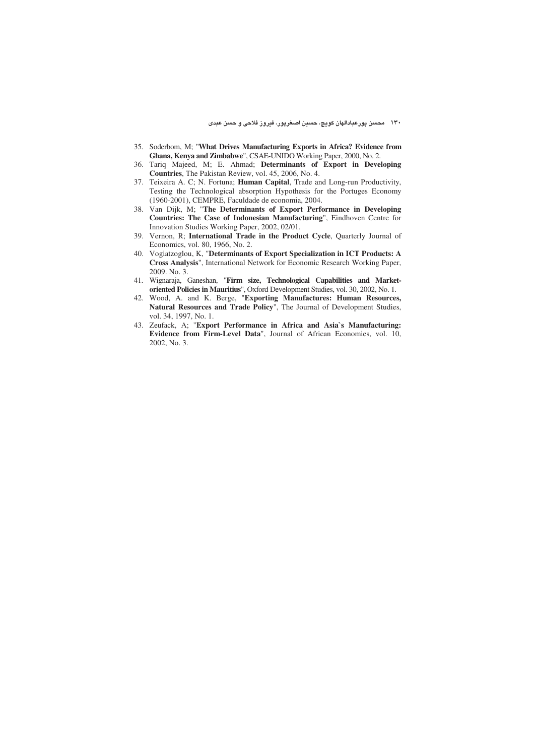35. Soderbom, M; "**What Drives Manufacturing Exports in Africa? Evidence from Ghana, Kenya and Zimbabwe**", CSAE-UNIDO Working Paper, 2000, No. 2.
36. Tariq Majeed, M; E. Ahmad; **Determinants of Export in Developing Countries**, The Pakistan Review, vol. 45, 2006, No. 4.
37. Teixeira A. C; N. Fortuna; **Human Capital**, Trade and Long-run Productivity, Testing the Technological absorption Hypothesis for the Portuges Economy (1960-2001), CEMPRE, Faculdade de economia, 2004.
38. Van Dijk, M; "**The Determinants of Export Performance in Developing Countries: The Case of Indonesian Manufacturing**", Eindhoven Centre for Innovation Studies Working Paper, 2002, 02/01.
39. Vernon, R; **International Trade in the Product Cycle**, Quarterly Journal of Economics, vol. 80, 1966, No. 2.
40. Vogiatzoglou, K, "**Determinants of Export Specialization in ICT Products: A Cross Analysis**", International Network for Economic Research Working Paper, 2009. No. 3.
41. Wignaraja, Ganeshan, "**Firm size, Technological Capabilities and Market-oriented Policies in Mauritius**", Oxford Development Studies, vol. 30, 2002, No. 1.
42. Wood, A. and K. Berge, "**Exporting Manufactures: Human Resources, Natural Resources and Trade Policy**", The Journal of Development Studies, vol. 34, 1997, No. 1.
43. Zeufack, A; "**Export Performance in Africa and Asia`s Manufacturing: Evidence from Firm-Level Data**", Journal of African Economies, vol. 10, 2002, No. 3.